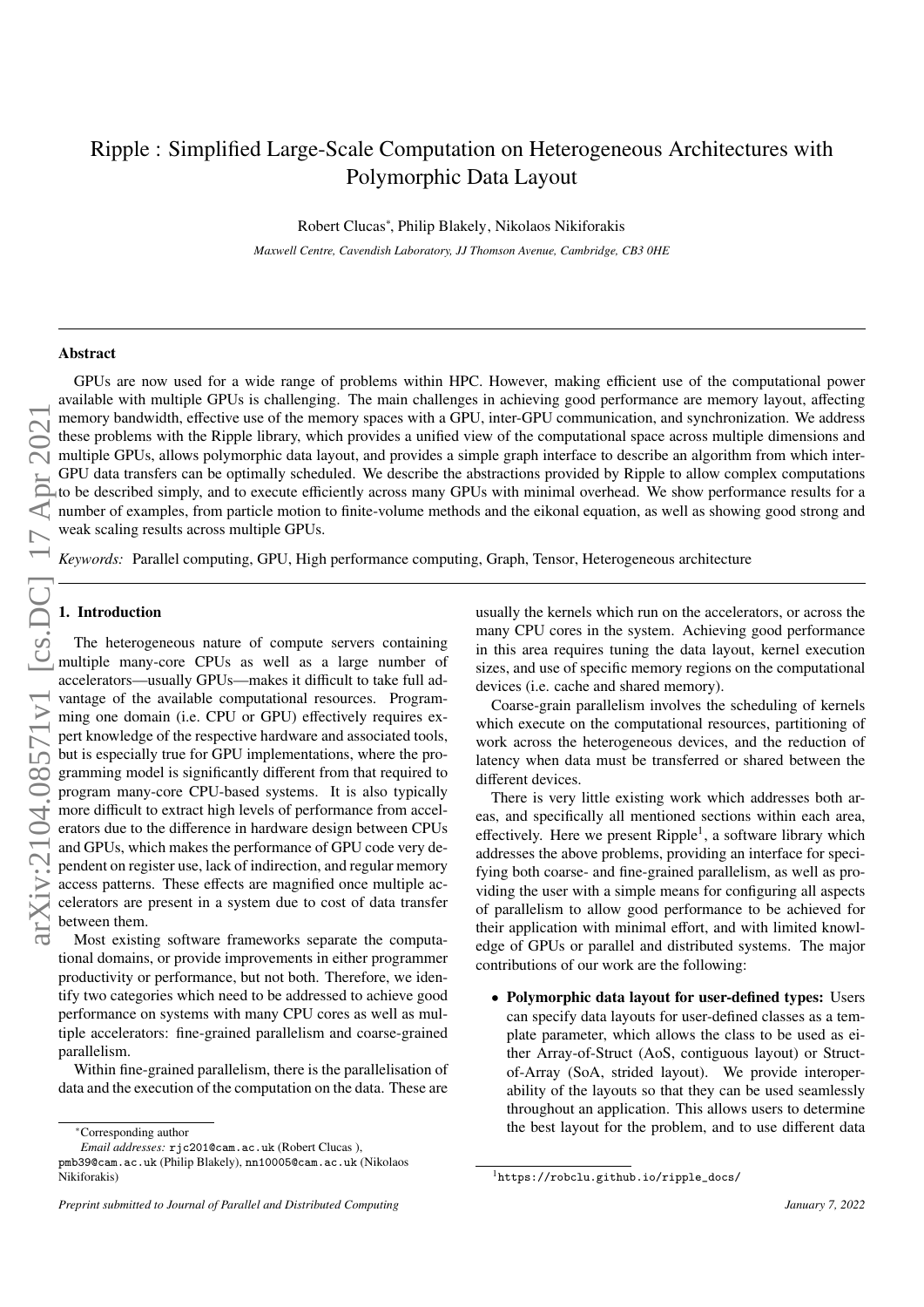# Ripple : Simplified Large-Scale Computation on Heterogeneous Architectures with Polymorphic Data Layout

Robert Clucas*, Philip Blakely, Nikolaos Nikiforakis

*Maxwell Centre, Cavendish Laboratory, JJ Thomson Avenue, Cambridge, CB3 0HE*

## Abstract

GPUs are now used for a wide range of problems within HPC. However, making efficient use of the computational power available with multiple GPUs is challenging. The main challenges in achieving good performance are memory layout, affecting memory bandwidth, effective use of the memory spaces with a GPU, inter-GPU communication, and synchronization. We address these problems with the Ripple library, which provides a unified view of the computational space across multiple dimensions and multiple GPUs, allows polymorphic data layout, and provides a simple graph interface to describe an algorithm from which inter-GPU data transfers can be optimally scheduled. We describe the abstractions provided by Ripple to allow complex computations to be described simply, and to execute efficiently across many GPUs with minimal overhead. We show performance results for a number of examples, from particle motion to finite-volume methods and the eikonal equation, as well as showing good strong and weak scaling results across multiple GPUs.

*Keywords:* Parallel computing, GPU, High performance computing, Graph, Tensor, Heterogeneous architecture

## 1. Introduction

The heterogeneous nature of compute servers containing multiple many-core CPUs as well as a large number of accelerators—usually GPUs—makes it difficult to take full advantage of the available computational resources. Programming one domain (i.e. CPU or GPU) effectively requires expert knowledge of the respective hardware and associated tools, but is especially true for GPU implementations, where the programming model is significantly different from that required to program many-core CPU-based systems. It is also typically more difficult to extract high levels of performance from accelerators due to the difference in hardware design between CPUs and GPUs, which makes the performance of GPU code very dependent on register use, lack of indirection, and regular memory access patterns. These effects are magnified once multiple accelerators are present in a system due to cost of data transfer between them.

Most existing software frameworks separate the computational domains, or provide improvements in either programmer productivity or performance, but not both. Therefore, we identify two categories which need to be addressed to achieve good performance on systems with many CPU cores as well as multiple accelerators: fine-grained parallelism and coarse-grained parallelism.

Within fine-grained parallelism, there is the parallelisation of data and the execution of the computation on the data. These are usually the kernels which run on the accelerators, or across the many CPU cores in the system. Achieving good performance in this area requires tuning the data layout, kernel execution sizes, and use of specific memory regions on the computational devices (i.e. cache and shared memory).

Coarse-grain parallelism involves the scheduling of kernels which execute on the computational resources, partitioning of work across the heterogeneous devices, and the reduction of latency when data must be transferred or shared between the different devices.

There is very little existing work which addresses both areas, and specifically all mentioned sections within each area, effectively. Here we present Ripple[1], a software library which addresses the above problems, providing an interface for specifying both coarse- and fine-grained parallelism, as well as providing the user with a simple means for configuring all aspects of parallelism to allow good performance to be achieved for their application with minimal effort, and with limited knowledge of GPUs or parallel and distributed systems. The major contributions of our work are the following:

- **Polymorphic data layout for user-defined types:** Users can specify data layouts for user-defined classes as a template parameter, which allows the class to be used as either Array-of-Struct (AoS, contiguous layout) or Struct-of-Array (SoA, strided layout). We provide interoperability of the layouts so that they can be used seamlessly throughout an application. This allows users to determine the best layout for the problem, and to use different data

---

*Corresponding author

*Email addresses:* rjc201@cam.ac.uk (Robert Clucas ), pmb39@cam.ac.uk (Philip Blakely), nn10005@cam.ac.uk (Nikolaos Nikiforakis)

[1] https://robclu.github.io/ripple_docs/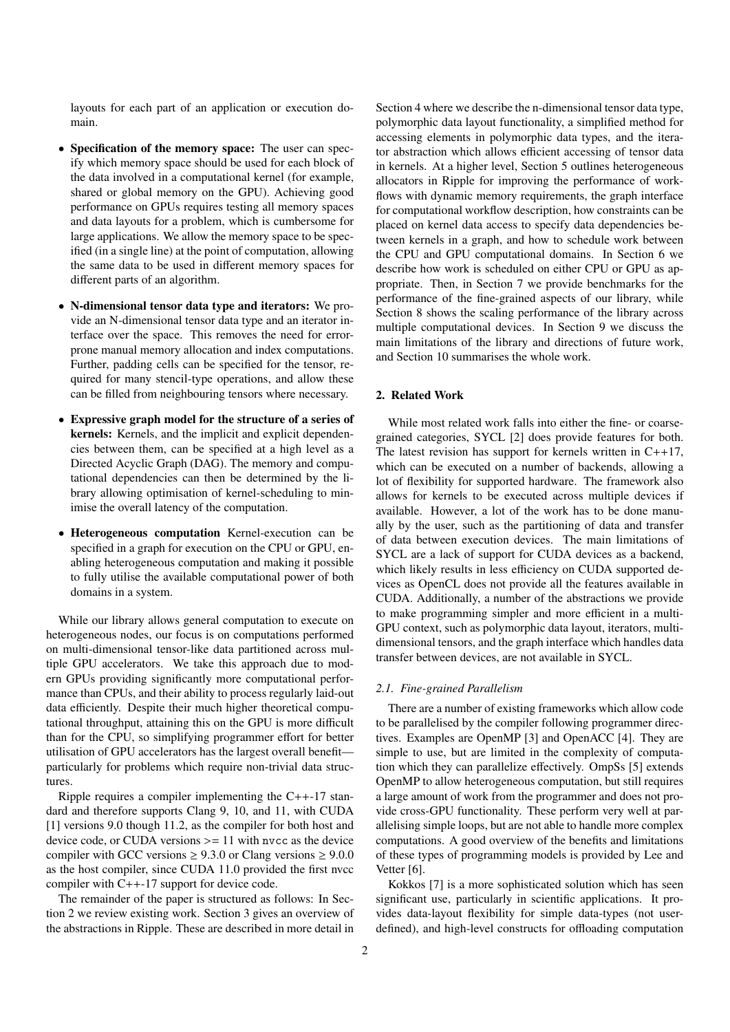layouts for each part of an application or execution domain.

- **Specification of the memory space:** The user can specify which memory space should be used for each block of the data involved in a computational kernel (for example, shared or global memory on the GPU). Achieving good performance on GPUs requires testing all memory spaces and data layouts for a problem, which is cumbersome for large applications. We allow the memory space to be specified (in a single line) at the point of computation, allowing the same data to be used in different memory spaces for different parts of an algorithm.
- **N-dimensional tensor data type and iterators:** We provide an N-dimensional tensor data type and an iterator interface over the space. This removes the need for error-prone manual memory allocation and index computations. Further, padding cells can be specified for the tensor, required for many stencil-type operations, and allow these can be filled from neighbouring tensors where necessary.
- **Expressive graph model for the structure of a series of kernels:** Kernels, and the implicit and explicit dependencies between them, can be specified at a high level as a Directed Acyclic Graph (DAG). The memory and computational dependencies can then be determined by the library allowing optimisation of kernel-scheduling to minimise the overall latency of the computation.
- **Heterogeneous computation** Kernel-execution can be specified in a graph for execution on the CPU or GPU, enabling heterogeneous computation and making it possible to fully utilise the available computational power of both domains in a system.

While our library allows general computation to execute on heterogeneous nodes, our focus is on computations performed on multi-dimensional tensor-like data partitioned across multiple GPU accelerators. We take this approach due to modern GPUs providing significantly more computational performance than CPUs, and their ability to process regularly laid-out data efficiently. Despite their much higher theoretical computational throughput, attaining this on the GPU is more difficult than for the CPU, so simplifying programmer effort for better utilisation of GPU accelerators has the largest overall benefit—particularly for problems which require non-trivial data structures.

Ripple requires a compiler implementing the C++-17 standard and therefore supports Clang 9, 10, and 11, with CUDA [1] versions 9.0 though 11.2, as the compiler for both host and device code, or CUDA versions >= 11 with `nvcc` as the device compiler with GCC versions ≥ 9.3.0 or Clang versions ≥ 9.0.0 as the host compiler, since CUDA 11.0 provided the first nvcc compiler with C++-17 support for device code.

The remainder of the paper is structured as follows: In Section 2 we review existing work. Section 3 gives an overview of the abstractions in Ripple. These are described in more detail in Section 4 where we describe the n-dimensional tensor data type, polymorphic data layout functionality, a simplified method for accessing elements in polymorphic data types, and the iterator abstraction which allows efficient accessing of tensor data in kernels. At a higher level, Section 5 outlines heterogeneous allocators in Ripple for improving the performance of workflows with dynamic memory requirements, the graph interface for computational workflow description, how constraints can be placed on kernel data access to specify data dependencies between kernels in a graph, and how to schedule work between the CPU and GPU computational domains. In Section 6 we describe how work is scheduled on either CPU or GPU as appropriate. Then, in Section 7 we provide benchmarks for the performance of the fine-grained aspects of our library, while Section 8 shows the scaling performance of the library across multiple computational devices. In Section 9 we discuss the main limitations of the library and directions of future work, and Section 10 summarises the whole work.

## 2. Related Work

While most related work falls into either the fine- or coarse-grained categories, SYCL [2] does provide features for both. The latest revision has support for kernels written in C++17, which can be executed on a number of backends, allowing a lot of flexibility for supported hardware. The framework also allows for kernels to be executed across multiple devices if available. However, a lot of the work has to be done manually by the user, such as the partitioning of data and transfer of data between execution devices. The main limitations of SYCL are a lack of support for CUDA devices as a backend, which likely results in less efficiency on CUDA supported devices as OpenCL does not provide all the features available in CUDA. Additionally, a number of the abstractions we provide to make programming simpler and more efficient in a multi-GPU context, such as polymorphic data layout, iterators, multi-dimensional tensors, and the graph interface which handles data transfer between devices, are not available in SYCL.

### 2.1. Fine-grained Parallelism

There are a number of existing frameworks which allow code to be parallelised by the compiler following programmer directives. Examples are OpenMP [3] and OpenACC [4]. They are simple to use, but are limited in the complexity of computation which they can parallelize effectively. OmpSs [5] extends OpenMP to allow heterogeneous computation, but still requires a large amount of work from the programmer and does not provide cross-GPU functionality. These perform very well at parallelising simple loops, but are not able to handle more complex computations. A good overview of the benefits and limitations of these types of programming models is provided by Lee and Vetter [6].

Kokkos [7] is a more sophisticated solution which has seen significant use, particularly in scientific applications. It provides data-layout flexibility for simple data-types (not user-defined), and high-level constructs for offloading computation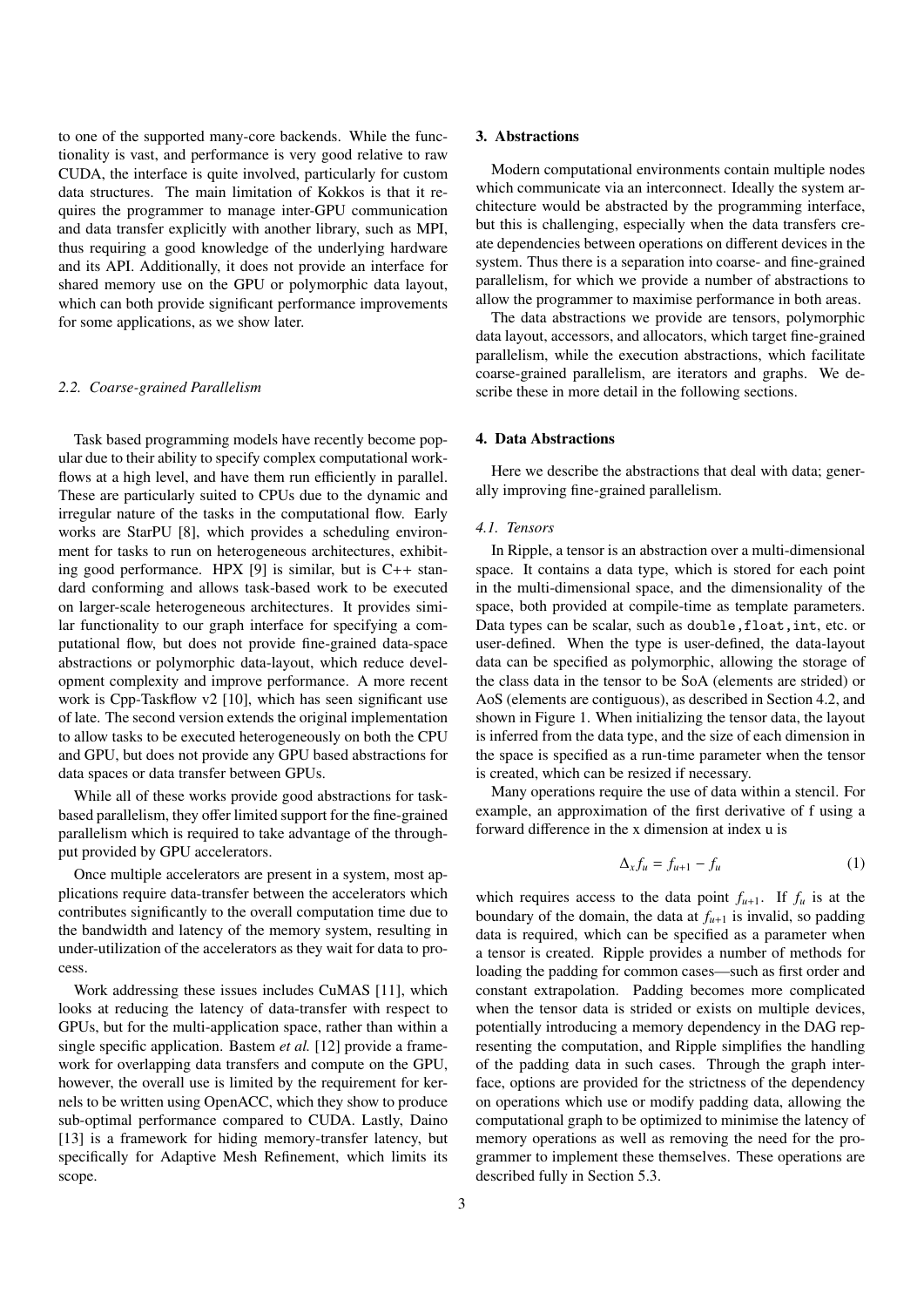to one of the supported many-core backends. While the functionality is vast, and performance is very good relative to raw CUDA, the interface is quite involved, particularly for custom data structures. The main limitation of Kokkos is that it requires the programmer to manage inter-GPU communication and data transfer explicitly with another library, such as MPI, thus requiring a good knowledge of the underlying hardware and its API. Additionally, it does not provide an interface for shared memory use on the GPU or polymorphic data layout, which can both provide significant performance improvements for some applications, as we show later.

### *2.2. Coarse-grained Parallelism*

Task based programming models have recently become popular due to their ability to specify complex computational workflows at a high level, and have them run efficiently in parallel. These are particularly suited to CPUs due to the dynamic and irregular nature of the tasks in the computational flow. Early works are StarPU [8], which provides a scheduling environment for tasks to run on heterogeneous architectures, exhibiting good performance. HPX [9] is similar, but is C++ standard conforming and allows task-based work to be executed on larger-scale heterogeneous architectures. It provides similar functionality to our graph interface for specifying a computational flow, but does not provide fine-grained data-space abstractions or polymorphic data-layout, which reduce development complexity and improve performance. A more recent work is Cpp-Taskflow v2 [10], which has seen significant use of late. The second version extends the original implementation to allow tasks to be executed heterogeneously on both the CPU and GPU, but does not provide any GPU based abstractions for data spaces or data transfer between GPUs.

While all of these works provide good abstractions for task-based parallelism, they offer limited support for the fine-grained parallelism which is required to take advantage of the throughput provided by GPU accelerators.

Once multiple accelerators are present in a system, most applications require data-transfer between the accelerators which contributes significantly to the overall computation time due to the bandwidth and latency of the memory system, resulting in under-utilization of the accelerators as they wait for data to process.

Work addressing these issues includes CuMAS [11], which looks at reducing the latency of data-transfer with respect to GPUs, but for the multi-application space, rather than within a single specific application. Bastem *et al.* [12] provide a framework for overlapping data transfers and compute on the GPU, however, the overall use is limited by the requirement for kernels to be written using OpenACC, which they show to produce sub-optimal performance compared to CUDA. Lastly, Daino [13] is a framework for hiding memory-transfer latency, but specifically for Adaptive Mesh Refinement, which limits its scope.

## 3. Abstractions

Modern computational environments contain multiple nodes which communicate via an interconnect. Ideally the system architecture would be abstracted by the programming interface, but this is challenging, especially when the data transfers create dependencies between operations on different devices in the system. Thus there is a separation into coarse- and fine-grained parallelism, for which we provide a number of abstractions to allow the programmer to maximise performance in both areas.

The data abstractions we provide are tensors, polymorphic data layout, accessors, and allocators, which target fine-grained parallelism, while the execution abstractions, which facilitate coarse-grained parallelism, are iterators and graphs. We describe these in more detail in the following sections.

## 4. Data Abstractions

Here we describe the abstractions that deal with data; generally improving fine-grained parallelism.

### *4.1. Tensors*

In Ripple, a tensor is an abstraction over a multi-dimensional space. It contains a data type, which is stored for each point in the multi-dimensional space, and the dimensionality of the space, both provided at compile-time as template parameters. Data types can be scalar, such as `double,float,int`, etc. or user-defined. When the type is user-defined, the data-layout data can be specified as polymorphic, allowing the storage of the class data in the tensor to be SoA (elements are strided) or AoS (elements are contiguous), as described in Section 4.2, and shown in Figure 1. When initializing the tensor data, the layout is inferred from the data type, and the size of each dimension in the space is specified as a run-time parameter when the tensor is created, which can be resized if necessary.

Many operations require the use of data within a stencil. For example, an approximation of the first derivative of f using a forward difference in the x dimension at index u is

$$\Delta_x f_u = f_{u+1} - f_u \tag{1}$$

which requires access to the data point $f_{u+1}$. If $f_u$ is at the boundary of the domain, the data at $f_{u+1}$ is invalid, so padding data is required, which can be specified as a parameter when a tensor is created. Ripple provides a number of methods for loading the padding for common cases—such as first order and constant extrapolation. Padding becomes more complicated when the tensor data is strided or exists on multiple devices, potentially introducing a memory dependency in the DAG representing the computation, and Ripple simplifies the handling of the padding data in such cases. Through the graph interface, options are provided for the strictness of the dependency on operations which use or modify padding data, allowing the computational graph to be optimized to minimise the latency of memory operations as well as removing the need for the programmer to implement these themselves. These operations are described fully in Section 5.3.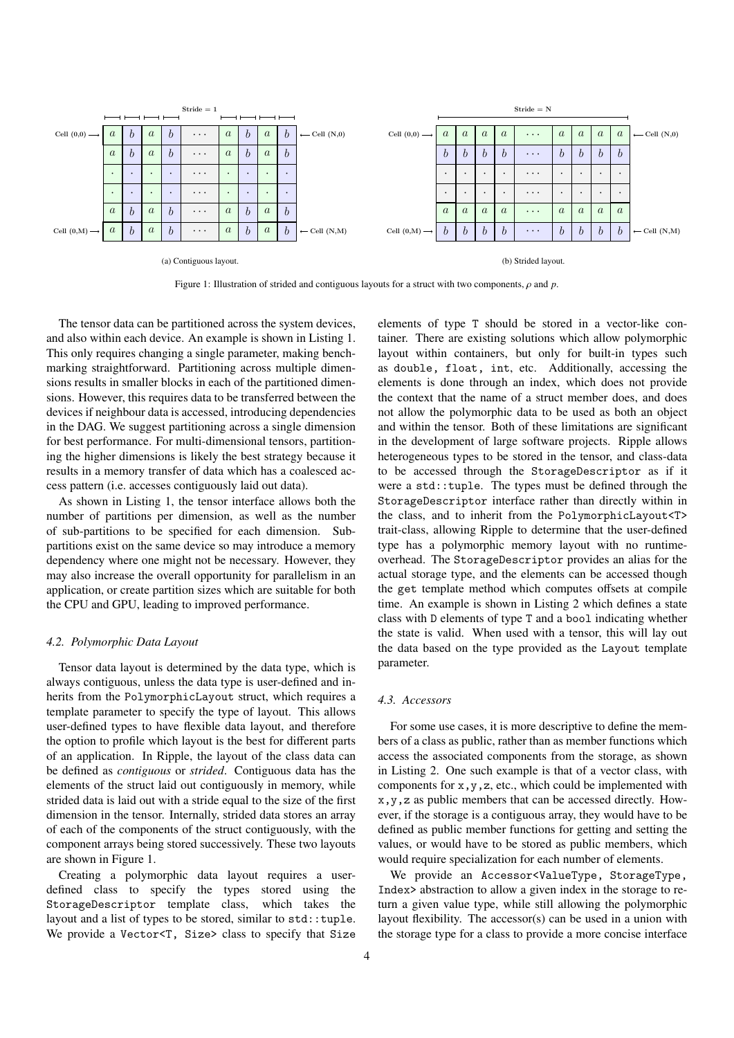(a) Contiguous layout.

(b) Strided layout.

Figure 1: Illustration of strided and contiguous layouts for a struct with two components, $\rho$ and $p$.

The tensor data can be partitioned across the system devices, and also within each device. An example is shown in Listing 1. This only requires changing a single parameter, making benchmarking straightforward. Partitioning across multiple dimensions results in smaller blocks in each of the partitioned dimensions. However, this requires data to be transferred between the devices if neighbour data is accessed, introducing dependencies in the DAG. We suggest partitioning across a single dimension for best performance. For multi-dimensional tensors, partitioning the higher dimensions is likely the best strategy because it results in a memory transfer of data which has a coalesced access pattern (i.e. accesses contiguously laid out data).

As shown in Listing 1, the tensor interface allows both the number of partitions per dimension, as well as the number of sub-partitions to be specified for each dimension. Sub-partitions exist on the same device so may introduce a memory dependency where one might not be necessary. However, they may also increase the overall opportunity for parallelism in an application, or create partition sizes which are suitable for both the CPU and GPU, leading to improved performance.

### *4.2. Polymorphic Data Layout*

Tensor data layout is determined by the data type, which is always contiguous, unless the data type is user-defined and inherits from the `PolymorphicLayout` struct, which requires a template parameter to specify the type of layout. This allows user-defined types to have flexible data layout, and therefore the option to profile which layout is the best for different parts of an application. In Ripple, the layout of the class data can be defined as *contiguous* or *strided*. Contiguous data has the elements of the struct laid out contiguously in memory, while strided data is laid out with a stride equal to the size of the first dimension in the tensor. Internally, strided data stores an array of each of the components of the struct contiguously, with the component arrays being stored successively. These two layouts are shown in Figure 1.

Creating a polymorphic data layout requires a user-defined class to specify the types stored using the `StorageDescriptor` template class, which takes the layout and a list of types to be stored, similar to `std::tuple`. We provide a `Vector<T, Size>` class to specify that `Size` elements of type `T` should be stored in a vector-like container. There are existing solutions which allow polymorphic layout within containers, but only for built-in types such as `double`, `float`, `int`, etc. Additionally, accessing the elements is done through an index, which does not provide the context that the name of a struct member does, and does not allow the polymorphic data to be used as both an object and within the tensor. Both of these limitations are significant in the development of large software projects. Ripple allows heterogeneous types to be stored in the tensor, and class-data to be accessed through the `StorageDescriptor` as if it were a `std::tuple`. The types must be defined through the `StorageDescriptor` interface rather than directly within in the class, and to inherit from the `PolymorphicLayout<T>` trait-class, allowing Ripple to determine that the user-defined type has a polymorphic memory layout with no runtime-overhead. The `StorageDescriptor` provides an alias for the actual storage type, and the elements can be accessed though the `get` template method which computes offsets at compile time. An example is shown in Listing 2 which defines a state class with `D` elements of type `T` and a `bool` indicating whether the state is valid. When used with a tensor, this will lay out the data based on the type provided as the `Layout` template parameter.

### *4.3. Accessors*

For some use cases, it is more descriptive to define the members of a class as public, rather than as member functions which access the associated components from the storage, as shown in Listing 2. One such example is that of a vector class, with components for `x,y,z`, etc., which could be implemented with `x,y,z` as public members that can be accessed directly. However, if the storage is a contiguous array, they would have to be defined as public member functions for getting and setting the values, or would have to be stored as public members, which would require specialization for each number of elements.

We provide an `Accessor<ValueType, StorageType, Index>` abstraction to allow a given index in the storage to return a given value type, while still allowing the polymorphic layout flexibility. The accessor(s) can be used in a union with the storage type for a class to provide a more concise interface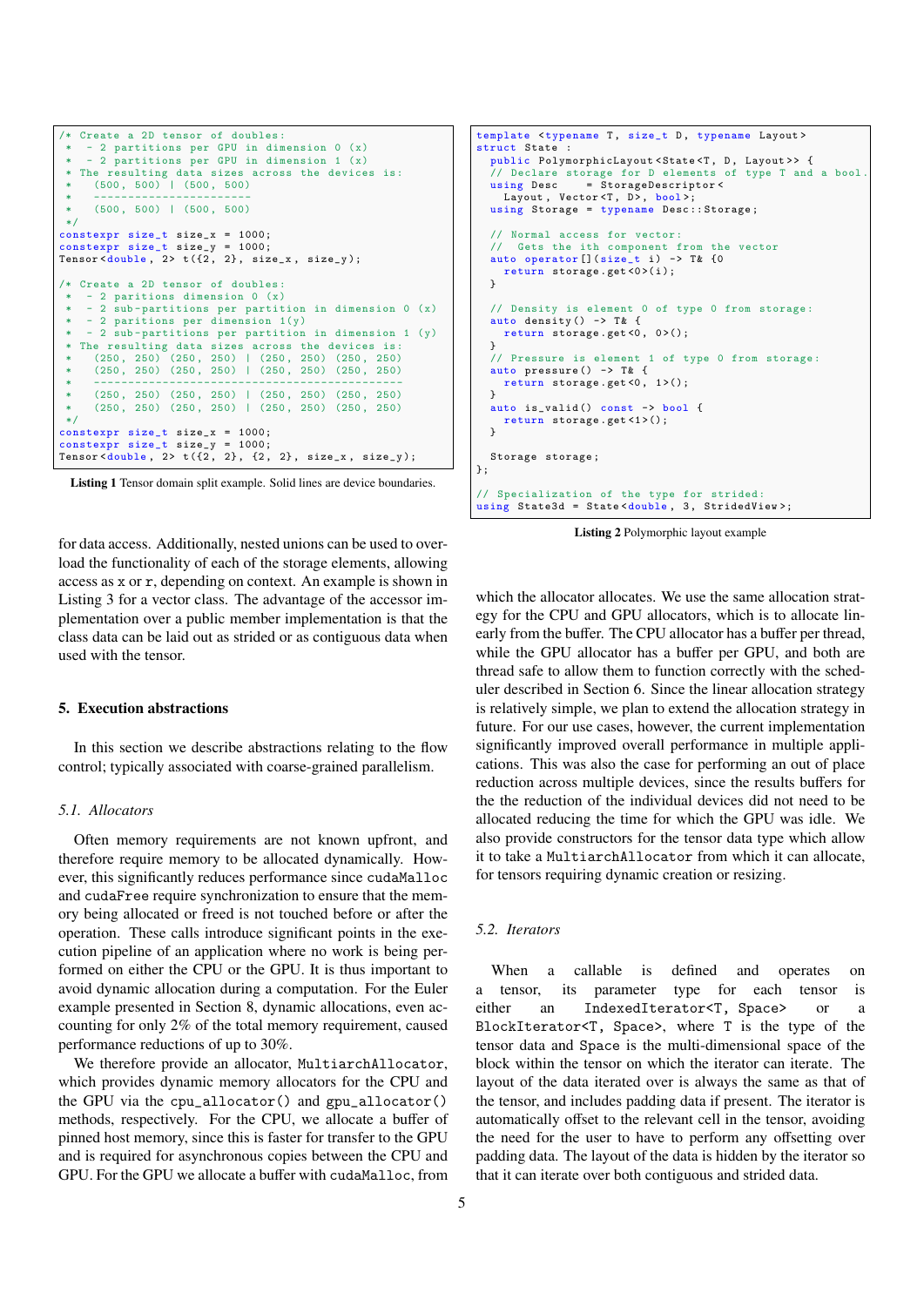```
/* Create a 2D tensor of doubles:
 *  - 2 paritions per GPU in dimension 0 (x)
 *  - 2 partitions per GPU in dimension 1 (x)
 * The resulting data sizes across the devices is:
 *   (500, 500) | (500, 500)
 *   -----------------------
 *   (500, 500) | (500, 500)
 */
constexpr size_t size_x = 1000;
constexpr size_t size_y = 1000;
Tensor<double, 2> t({2, 2}, size_x, size_y);

/* Create a 2D tensor of doubles:
 *  - 2 paritions dimension 0 (x)
 *  - 2 sub-partitions per partition in dimension 0 (x)
 *  - 2 paritions per dimension 1(y)
 *  - 2 sub-partitions per partition in dimension 1 (y)
 * The resulting data sizes across the devices is:
 *   (250, 250) (250, 250) | (250, 250) (250, 250)
 *   (250, 250) (250, 250) | (250, 250) (250, 250)
 *   ---------------------------------------------
 *   (250, 250) (250, 250) | (250, 250) (250, 250)
 *   (250, 250) (250, 250) | (250, 250) (250, 250)
 */
constexpr size_t size_x = 1000;
constexpr size_t size_y = 1000;
Tensor<double, 2> t({2, 2}, {2, 2}, size_x, size_y);
```

**Listing 1** Tensor domain split example. Solid lines are device boundaries.

for data access. Additionally, nested unions can be used to overload the functionality of each of the storage elements, allowing access as x or r, depending on context. An example is shown in Listing 3 for a vector class. The advantage of the accessor implementation over a public member implementation is that the class data can be laid out as strided or as contiguous data when used with the tensor.

## 5. Execution abstractions

In this section we describe abstractions relating to the flow control; typically associated with coarse-grained parallelism.

### *5.1. Allocators*

Often memory requirements are not known upfront, and therefore require memory to be allocated dynamically. However, this significantly reduces performance since `cudaMalloc` and `cudaFree` require synchronization to ensure that the memory being allocated or freed is not touched before or after the operation. These calls introduce significant points in the execution pipeline of an application where no work is being performed on either the CPU or the GPU. It is thus important to avoid dynamic allocation during a computation. For the Euler example presented in Section 8, dynamic allocations, even accounting for only 2% of the total memory requirement, caused performance reductions of up to 30%.

We therefore provide an allocator, `MultiarchAllocator`, which provides dynamic memory allocators for the CPU and the GPU via the `cpu_allocator()` and `gpu_allocator()` methods, respectively. For the CPU, we allocate a buffer of pinned host memory, since this is faster for transfer to the GPU and is required for asynchronous copies between the CPU and GPU. For the GPU we allocate a buffer with `cudaMalloc`, from

```
template <typename T, size_t D, typename Layout>
struct State :
  public PolymorphicLayout<State<T, D, Layout>> {
  // Declare storage for D elements of type T and a bool.
  using Desc    = StorageDescriptor<
    Layout, Vector<T, D>, bool>;
  using Storage = typename Desc::Storage;

  // Normal access for vector:
  //  Gets the ith component from the vector
  auto operator[](size_t i) -> T& {0
    return storage.get<0>(i);
  }

  // Density is element 0 of type 0 from storage:
  auto density() -> T& {
    return storage.get<0, 0>();
  }
  // Pressure is element 1 of type 0 from storage:
  auto pressure() -> T& {
    return storage.get<0, 1>();
  }
  auto is_valid() const -> bool {
    return storage.get<1>();
  }

  Storage storage;
};

// Specialization of the type for strided:
using State3d = State<double, 3, StridedView>;
```

**Listing 2** Polymorphic layout example

which the allocator allocates. We use the same allocation strategy for the CPU and GPU allocators, which is to allocate linearly from the buffer. The CPU allocator has a buffer per thread, while the GPU allocator has a buffer per GPU, and both are thread safe to allow them to function correctly with the scheduler described in Section 6. Since the linear allocation strategy is relatively simple, we plan to extend the allocation strategy in future. For our use cases, however, the current implementation significantly improved overall performance in multiple applications. This was also the case for performing an out of place reduction across multiple devices, since the results buffers for the the reduction of the individual devices did not need to be allocated reducing the time for which the GPU was idle. We also provide constructors for the tensor data type which allow it to take a `MultiarchAllocator` from which it can allocate, for tensors requiring dynamic creation or resizing.

### *5.2. Iterators*

When a callable is defined and operates on a tensor, its parameter type for each tensor is either an `IndexedIterator<T, Space>` or a `BlockIterator<T, Space>`, where `T` is the type of the tensor data and `Space` is the multi-dimensional space of the block within the tensor on which the iterator can iterate. The layout of the data iterated over is always the same as that of the tensor, and includes padding data if present. The iterator is automatically offset to the relevant cell in the tensor, avoiding the need for the user to have to perform any offsetting over padding data. The layout of the data is hidden by the iterator so that it can iterate over both contiguous and strided data.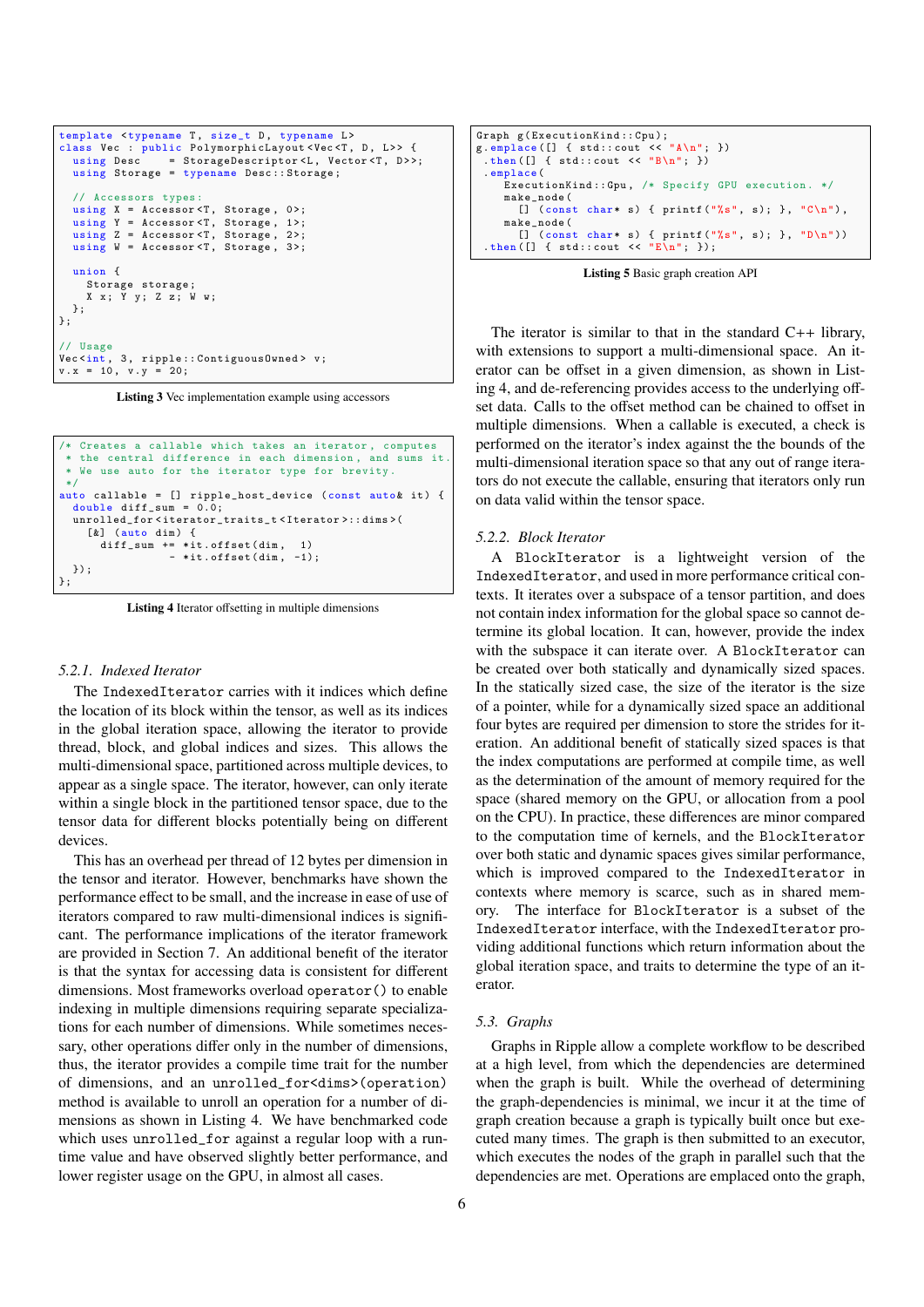```
template <typename T, size_t D, typename L>
class Vec : public PolymorphicLayout<Vec<T, D, L>> {
  using Desc    = StorageDescriptor<L, Vector<T, D>>;
  using Storage = typename Desc::Storage;

  // Accessors types:
  using X = Accessor<T, Storage, 0>;
  using Y = Accessor<T, Storage, 1>;
  using Z = Accessor<T, Storage, 2>;
  using W = Accessor<T, Storage, 3>;

  union {
    Storage storage;
    X x; Y y; Z z; W w;
  };
};

// Usage
Vec<int, 3, ripple::ContiguousOwned> v;
v.x = 10, v.y = 20;
```

**Listing 3** Vec implementation example using accessors

```
/* Creates a callable which takes an iterator, computes
 * the central difference in each dimension, and sums it.
 * We use auto for the iterator type for brevity.
 */
auto callable = [] ripple_host_device (const auto& it) {
  double diff_sum = 0.0;
  unrolled_for<iterator_traits_t<Iterator>::dims>(
    [&] (auto dim) {
      diff_sum += *it.offset(dim,  1)
                - *it.offset(dim, -1);
  });
};
```

**Listing 4** Iterator offsetting in multiple dimensions

### 5.2.1. Indexed Iterator

The `IndexedIterator` carries with it indices which define the location of its block within the tensor, as well as its indices in the global iteration space, allowing the iterator to provide thread, block, and global indices and sizes. This allows the multi-dimensional space, partitioned across multiple devices, to appear as a single space. The iterator, however, can only iterate within a single block in the partitioned tensor space, due to the tensor data for different blocks potentially being on different devices.

This has an overhead per thread of 12 bytes per dimension in the tensor and iterator. However, benchmarks have shown the performance effect to be small, and the increase in ease of use of iterators compared to raw multi-dimensional indices is significant. The performance implications of the iterator framework are provided in Section 7. An additional benefit of the iterator is that the syntax for accessing data is consistent for different dimensions. Most frameworks overload `operator()` to enable indexing in multiple dimensions requiring separate specializations for each number of dimensions. While sometimes necessary, other operations differ only in the number of dimensions, thus, the iterator provides a compile time trait for the number of dimensions, and an `unrolled_for<dims>(operation)` method is available to unroll an operation for a number of dimensions as shown in Listing 4. We have benchmarked code which uses `unrolled_for` against a regular loop with a runtime value and have observed slightly better performance, and lower register usage on the GPU, in almost all cases.

```
Graph g(ExecutionKind::Cpu);
g.emplace([] { std::cout << "A\n"; })
 .then([] { std::cout << "B\n"; })
 .emplace(
    ExecutionKind::Gpu, /* Specify GPU execution. */
    make_node(
      [] (const char* s) { printf("%s", s); }, "C\n"),
    make_node(
      [] (const char* s) { printf("%s", s); }, "D\n"))
 .then([] { std::cout << "E\n"; });
```

**Listing 5** Basic graph creation API

The iterator is similar to that in the standard C++ library, with extensions to support a multi-dimensional space. An iterator can be offset in a given dimension, as shown in Listing 4, and de-referencing provides access to the underlying offset data. Calls to the offset method can be chained to offset in multiple dimensions. When a callable is executed, a check is performed on the iterator's index against the bounds of the multi-dimensional iteration space so that any out of range iterators do not execute the callable, ensuring that iterators only run on data valid within the tensor space.

### 5.2.2. Block Iterator

A `BlockIterator` is a lightweight version of the `IndexedIterator`, and used in more performance critical contexts. It iterates over a subspace of a tensor partition, and does not contain index information for the global space so cannot determine its global location. It can, however, provide the index with the subspace it can iterate over. A `BlockIterator` can be created over both statically and dynamically sized spaces. In the statically sized case, the size of the iterator is the size of a pointer, while for a dynamically sized space an additional four bytes are required per dimension to store the strides for iteration. An additional benefit of statically sized spaces is that the index computations are performed at compile time, as well as the determination of the amount of memory required for the space (shared memory on the GPU, or allocation from a pool on the CPU). In practice, these differences are minor compared to the computation time of kernels, and the `BlockIterator` over both static and dynamic spaces gives similar performance, which is improved compared to the `IndexedIterator` in contexts where memory is scarce, such as in shared memory. The interface for `BlockIterator` is a subset of the `IndexedIterator` interface, with the `IndexedIterator` providing additional functions which return information about the global iteration space, and traits to determine the type of an iterator.

## 5.3. Graphs

Graphs in Ripple allow a complete workflow to be described at a high level, from which the dependencies are determined when the graph is built. While the overhead of determining the graph-dependencies is minimal, we incur it at the time of graph creation because a graph is typically built once but executed many times. The graph is then submitted to an executor, which executes the nodes of the graph in parallel such that the dependencies are met. Operations are emplaced onto the graph,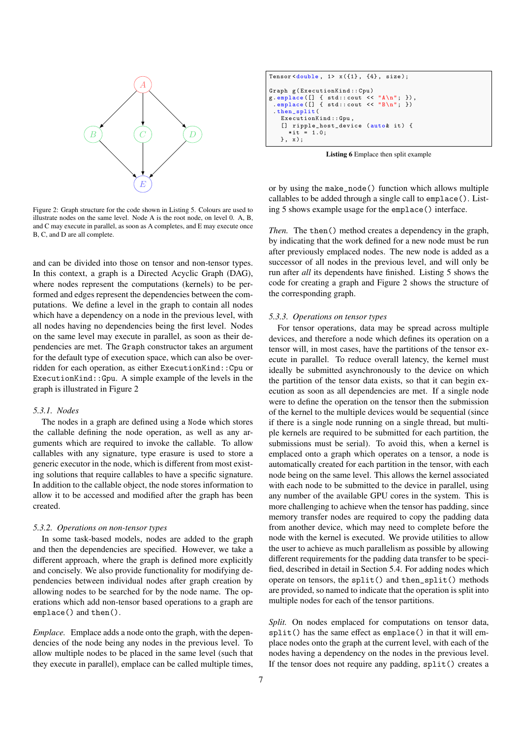Figure 2: Graph structure for the code shown in Listing 5. Colours are used to illustrate nodes on the same level. Node A is the root node, on level 0. A, B, and C may execute in parallel, as soon as A completes, and E may execute once B, C, and D are all complete.

and can be divided into those on tensor and non-tensor types. In this context, a graph is a Directed Acyclic Graph (DAG), where nodes represent the computations (kernels) to be performed and edges represent the dependencies between the computations. We define a level in the graph to contain all nodes which have a dependency on a node in the previous level, with all nodes having no dependencies being the first level. Nodes on the same level may execute in parallel, as soon as their dependencies are met. The `Graph` constructor takes an argument for the default type of execution space, which can also be overridden for each operation, as either `ExecutionKind::Cpu` or `ExecutionKind::Gpu`. A simple example of the levels in the graph is illustrated in Figure 2

### 5.3.1. Nodes

The nodes in a graph are defined using a `Node` which stores the callable defining the node operation, as well as any arguments which are required to invoke the callable. To allow callables with any signature, type erasure is used to store a generic executor in the node, which is different from most existing solutions that require callables to have a specific signature. In addition to the callable object, the node stores information to allow it to be accessed and modified after the graph has been created.

### 5.3.2. Operations on non-tensor types

In some task-based models, nodes are added to the graph and then the dependencies are specified. However, we take a different approach, where the graph is defined more explicitly and concisely. We also provide functionality for modifying dependencies between individual nodes after graph creation by allowing nodes to be searched for by the node name. The operations which add non-tensor based operations to a graph are `emplace()` and `then()`.

*Emplace.* Emplace adds a node onto the graph, with the dependencies of the node being any nodes in the previous level. To allow multiple nodes to be placed in the same level (such that they execute in parallel), emplace can be called multiple times, or by using the `make_node()` function which allows multiple callables to be added through a single call to `emplace()`. Listing 5 shows example usage for the `emplace()` interface.

*Then.* The `then()` method creates a dependency in the graph, by indicating that the work defined for a new node must be run after previously emplaced nodes. The new node is added as a successor of all nodes in the previous level, and will only be run after *all* its dependents have finished. Listing 5 shows the code for creating a graph and Figure 2 shows the structure of the corresponding graph.

```
Tensor<double, 1> x({1}, {4}, size);

Graph g(ExecutionKind::Cpu)
g.emplace([] { std::cout << "A\n"; }),
 .emplace([] { std::cout << "B\n"; })
 .then_split(
   ExecutionKind::Gpu,
   [] ripple_host_device (auto& it) {
     *it = 1.0;
   }, x);
```

**Listing 6** Emplace then split example

### 5.3.3. Operations on tensor types

For tensor operations, data may be spread across multiple devices, and therefore a node which defines its operation on a tensor will, in most cases, have the partitions of the tensor execute in parallel. To reduce overall latency, the kernel must ideally be submitted asynchronously to the device on which the partition of the tensor data exists, so that it can begin execution as soon as all dependencies are met. If a single node were to define the operation on the tensor then the submission of the kernel to the multiple devices would be sequential (since if there is a single node running on a single thread, but multiple kernels are required to be submitted for each partition, the submissions must be serial). To avoid this, when a kernel is emplaced onto a graph which operates on a tensor, a node is automatically created for each partition in the tensor, with each node being on the same level. This allows the kernel associated with each node to be submitted to the device in parallel, using any number of the available GPU cores in the system. This is more challenging to achieve when the tensor has padding, since memory transfer nodes are required to copy the padding data from another device, which may need to complete before the node with the kernel is executed. We provide utilities to allow the user to achieve as much parallelism as possible by allowing different requirements for the padding data transfer to be specified, described in detail in Section 5.4. For adding nodes which operate on tensors, the `split()` and `then_split()` methods are provided, so named to indicate that the operation is split into multiple nodes for each of the tensor partitions.

*Split.* On nodes emplaced for computations on tensor data, `split()` has the same effect as `emplace()` in that it will emplace nodes onto the graph at the current level, with each of the nodes having a dependency on the nodes in the previous level. If the tensor does not require any padding, `split()` creates a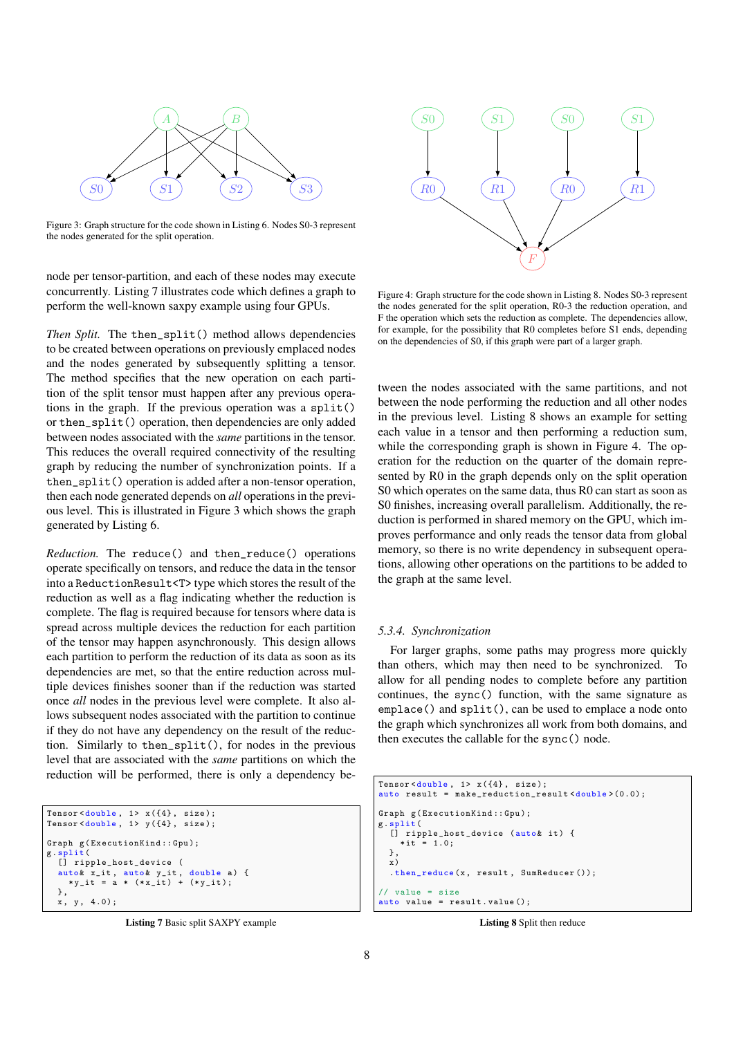Figure 3: Graph structure for the code shown in Listing 6. Nodes S0-3 represent the nodes generated for the split operation.

node per tensor-partition, and each of these nodes may execute concurrently. Listing 7 illustrates code which defines a graph to perform the well-known saxpy example using four GPUs.

*Then Split.* The `then_split()` method allows dependencies to be created between operations on previously emplaced nodes and the nodes generated by subsequently splitting a tensor. The method specifies that the new operation on each partition of the split tensor must happen after any previous operations in the graph. If the previous operation was a `split()` or `then_split()` operation, then dependencies are only added between nodes associated with the *same* partitions in the tensor. This reduces the overall required connectivity of the resulting graph by reducing the number of synchronization points. If a `then_split()` operation is added after a non-tensor operation, then each node generated depends on *all* operations in the previous level. This is illustrated in Figure 3 which shows the graph generated by Listing 6.

*Reduction.* The `reduce()` and `then_reduce()` operations operate specifically on tensors, and reduce the data in the tensor into a `ReductionResult<T>` type which stores the result of the reduction as well as a flag indicating whether the reduction is complete. The flag is required because for tensors where data is spread across multiple devices the reduction for each partition of the tensor may happen asynchronously. This design allows each partition to perform the reduction of its data as soon as its dependencies are met, so that the entire reduction across multiple devices finishes sooner than if the reduction was started once *all* nodes in the previous level were complete. It also allows subsequent nodes associated with the partition to continue if they do not have any dependency on the result of the reduction. Similarly to `then_split()`, for nodes in the previous level that are associated with the *same* partitions on which the reduction will be performed, there is only a dependency between the nodes associated with the same partitions, and not between the node performing the reduction and all other nodes in the previous level. Listing 8 shows an example for setting each value in a tensor and then performing a reduction sum, while the corresponding graph is shown in Figure 4. The operation for the reduction on the quarter of the domain represented by R0 in the graph depends only on the split operation S0 which operates on the same data, thus R0 can start as soon as S0 finishes, increasing overall parallelism. Additionally, the reduction is performed in shared memory on the GPU, which improves performance and only reads the tensor data from global memory, so there is no write dependency in subsequent operations, allowing other operations on the partitions to be added to the graph at the same level.

```
Tensor<double, 1> x({4}, size);
Tensor<double, 1> y({4}, size);

Graph g(ExecutionKind::Gpu);
g.split(
  [] ripple_host_device (
  auto& x_it, auto& y_it, double a) {
    *y_it = a * (*x_it) + (*y_it);
  },
  x, y, 4.0);
```

**Listing 7** Basic split SAXPY example

Figure 4: Graph structure for the code shown in Listing 8. Nodes S0-3 represent the nodes generated for the split operation, R0-3 the reduction operation, and F the operation which sets the reduction as complete. The dependencies allow, for example, for the possibility that R0 completes before S1 ends, depending on the dependencies of S0, if this graph were part of a larger graph.

### 5.3.4. Synchronization

For larger graphs, some paths may progress more quickly than others, which may then need to be synchronized. To allow for all pending nodes to complete before any partition continues, the `sync()` function, with the same signature as `emplace()` and `split()`, can be used to emplace a node onto the graph which synchronizes all work from both domains, and then executes the callable for the `sync()` node.

```
Tensor<double, 1> x({4}, size);
auto result = make_reduction_result<double>(0.0);

Graph g(ExecutionKind::Gpu);
g.split(
  [] ripple_host_device (auto& it) {
    *it = 1.0;
  },
  x)
  .then_reduce(x, result, SumReducer());

// value = size
auto value = result.value();
```

**Listing 8** Split then reduce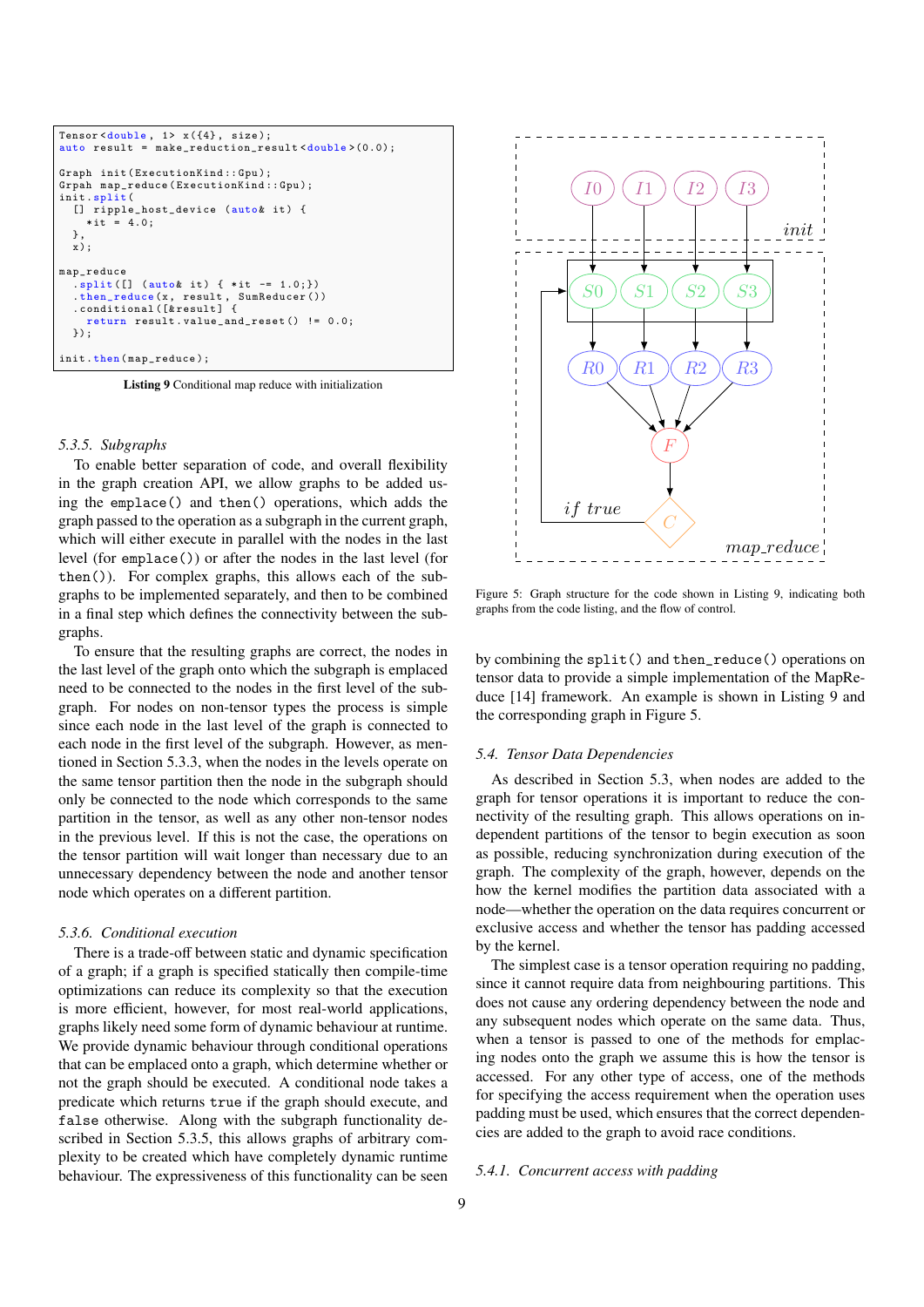```
Tensor<double, 1> x({4}, size);
auto result = make_reduction_result<double>(0.0);

Graph init(ExecutionKind::Gpu);
Grpah map_reduce(ExecutionKind::Gpu);
init.split(
  [] ripple_host_device (auto& it) {
    *it = 4.0;
  },
  x);

map_reduce
  .split([] (auto& it) { *it -= 1.0;})
  .then_reduce(x, result, SumReducer())
  .conditional([&result] {
    return result.value_and_reset() != 0.0;
  });

init.then(map_reduce);
```

**Listing 9** Conditional map reduce with initialization

#### 5.3.5. Subgraphs

To enable better separation of code, and overall flexibility in the graph creation API, we allow graphs to be added using the `emplace()` and `then()` operations, which adds the graph passed to the operation as a subgraph in the current graph, which will either execute in parallel with the nodes in the last level (for `emplace()`) or after the nodes in the last level (for `then()`). For complex graphs, this allows each of the subgraphs to be implemented separately, and then to be combined in a final step which defines the connectivity between the subgraphs.

To ensure that the resulting graphs are correct, the nodes in the last level of the graph onto which the subgraph is emplaced need to be connected to the nodes in the first level of the subgraph. For nodes on non-tensor types the process is simple since each node in the last level of the graph is connected to each node in the first level of the subgraph. However, as mentioned in Section 5.3.3, when the nodes in the levels operate on the same tensor partition then the node in the subgraph should only be connected to the node which corresponds to the same partition in the tensor, as well as any other non-tensor nodes in the previous level. If this is not the case, the operations on the tensor partition will wait longer than necessary due to an unnecessary dependency between the node and another tensor node which operates on a different partition.

#### 5.3.6. Conditional execution

There is a trade-off between static and dynamic specification of a graph; if a graph is specified statically then compile-time optimizations can reduce its complexity so that the execution is more efficient, however, for most real-world applications, graphs likely need some form of dynamic behaviour at runtime. We provide dynamic behaviour through conditional operations that can be emplaced onto a graph, which determine whether or not the graph should be executed. A conditional node takes a predicate which returns `true` if the graph should execute, and `false` otherwise. Along with the subgraph functionality described in Section 5.3.5, this allows graphs of arbitrary complexity to be created which have completely dynamic runtime behaviour. The expressiveness of this functionality can be seen by combining the `split()` and `then_reduce()` operations on tensor data to provide a simple implementation of the MapReduce [14] framework. An example is shown in Listing 9 and the corresponding graph in Figure 5.

Figure 5: Graph structure for the code shown in Listing 9, indicating both graphs from the code listing, and the flow of control.

### 5.4. Tensor Data Dependencies

As described in Section 5.3, when nodes are added to the graph for tensor operations it is important to reduce the connectivity of the resulting graph. This allows operations on independent partitions of the tensor to begin execution as soon as possible, reducing synchronization during execution of the graph. The complexity of the graph, however, depends on the how the kernel modifies the partition data associated with a node—whether the operation on the data requires concurrent or exclusive access and whether the tensor has padding accessed by the kernel.

The simplest case is a tensor operation requiring no padding, since it cannot require data from neighbouring partitions. This does not cause any ordering dependency between the node and any subsequent nodes which operate on the same data. Thus, when a tensor is passed to one of the methods for emplacing nodes onto the graph we assume this is how the tensor is accessed. For any other type of access, one of the methods for specifying the access requirement when the operation uses padding must be used, which ensures that the correct dependencies are added to the graph to avoid race conditions.

#### 5.4.1. Concurrent access with padding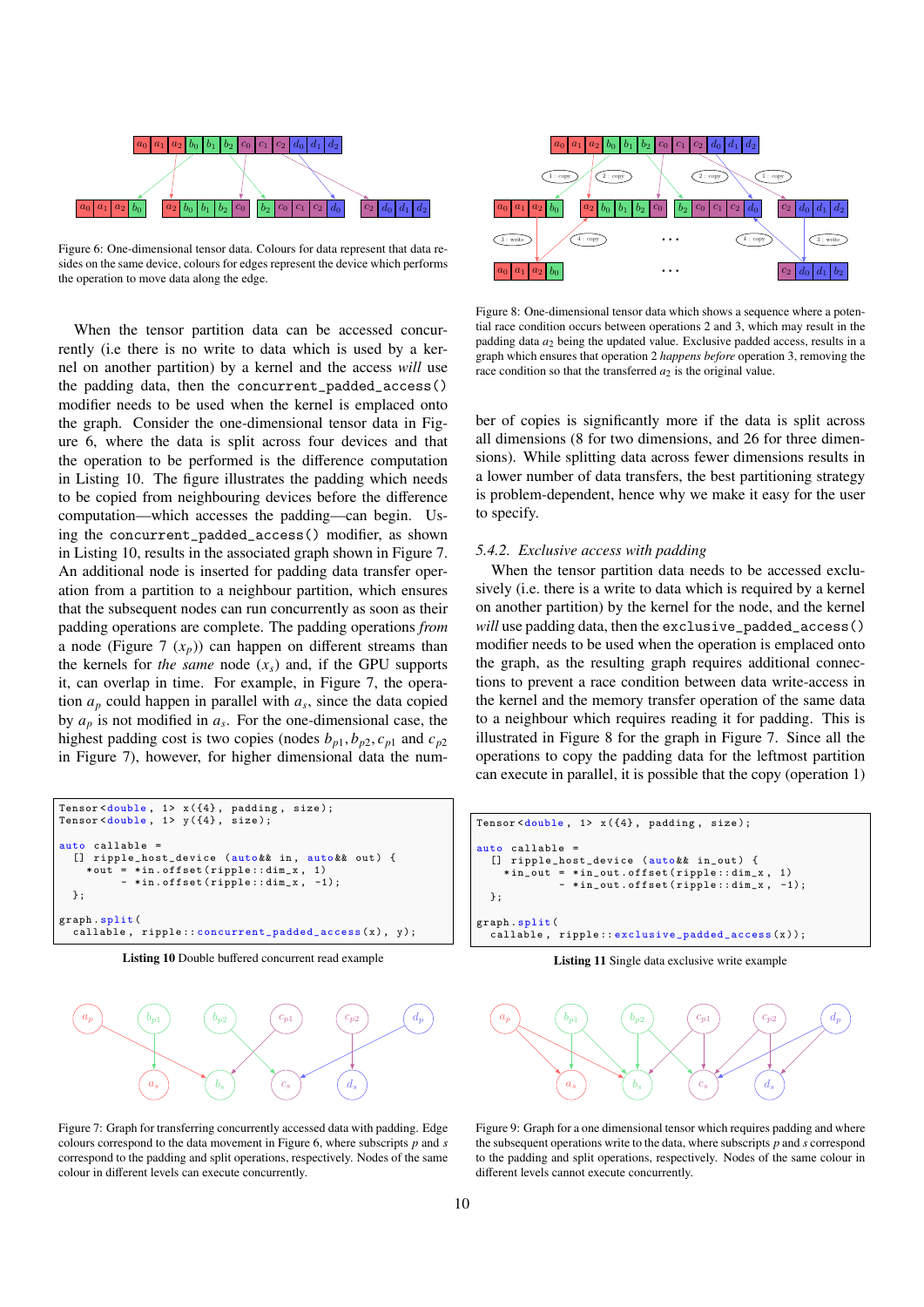Figure 6: One-dimensional tensor data. Colours for data represent that data resides on the same device, colours for edges represent the device which performs the operation to move data along the edge.

When the tensor partition data can be accessed concurrently (i.e there is no write to data which is used by a kernel on another partition) by a kernel and the access *will* use the padding data, then the `concurrent_padded_access()` modifier needs to be used when the kernel is emplaced onto the graph. Consider the one-dimensional tensor data in Figure 6, where the data is split across four devices and that the operation to be performed is the difference computation in Listing 10. The figure illustrates the padding which needs to be copied from neighbouring devices before the difference computation—which accesses the padding—can begin. Using the `concurrent_padded_access()` modifier, as shown in Listing 10, results in the associated graph shown in Figure 7. An additional node is inserted for padding data transfer operation from a partition to a neighbour partition, which ensures that the subsequent nodes can run concurrently as soon as their padding operations are complete. The padding operations *from* a node (Figure 7 ($x_p$)) can happen on different streams than the kernels for *the same* node ($x_s$) and, if the GPU supports it, can overlap in time. For example, in Figure 7, the operation $a_p$ could happen in parallel with $a_s$, since the data copied by $a_p$ is not modified in $a_s$. For the one-dimensional case, the highest padding cost is two copies (nodes $b_{p1}, b_{p2}, c_{p1}$ and $c_{p2}$ in Figure 7), however, for higher dimensional data the number of copies is significantly more if the data is split across all dimensions (8 for two dimensions, and 26 for three dimensions). While splitting data across fewer dimensions results in a lower number of data transfers, the best partitioning strategy is problem-dependent, hence why we make it easy for the user to specify.

```
Tensor<double, 1> x({4}, padding, size);
Tensor<double, 1> y({4}, size);

auto callable =
  [] ripple_host_device (auto&& in, auto&& out) {
    *out = *in.offset(ripple::dim_x, 1)
         - *in.offset(ripple::dim_x, -1);
  };

graph.split(
  callable, ripple::concurrent_padded_access(x), y);
```

**Listing 10** Double buffered concurrent read example

Figure 7: Graph for transferring concurrently accessed data with padding. Edge colours correspond to the data movement in Figure 6, where subscripts $p$ and $s$ correspond to the padding and split operations, respectively. Nodes of the same colour in different levels can execute concurrently.

Figure 8: One-dimensional tensor data which shows a sequence where a potential race condition occurs between operations 2 and 3, which may result in the padding data $a_2$ being the updated value. Exclusive padded access, results in a graph which ensures that operation 2 *happens before* operation 3, removing the race condition so that the transferred $a_2$ is the original value.

### 5.4.2. Exclusive access with padding

When the tensor partition data needs to be accessed exclusively (i.e. there is a write to data which is required by a kernel on another partition) by the kernel for the node, and the kernel *will* use padding data, then the `exclusive_padded_access()` modifier needs to be used when the operation is emplaced onto the graph, as the resulting graph requires additional connections to prevent a race condition between data write-access in the kernel and the memory transfer operation of the same data to a neighbour which requires reading it for padding. This is illustrated in Figure 8 for the graph in Figure 7. Since all the operations to copy the padding data for the leftmost partition can execute in parallel, it is possible that the copy (operation 1)

```
Tensor<double, 1> x({4}, padding, size);

auto callable =
  [] ripple_host_device (auto&& in_out) {
    *in_out = *in_out.offset(ripple::dim_x, 1)
            - *in_out.offset(ripple::dim_x, -1);
  };

graph.split(
  callable, ripple::exclusive_padded_access(x));
```

**Listing 11** Single data exclusive write example

Figure 9: Graph for a one dimensional tensor which requires padding and where the subsequent operations write to the data, where subscripts $p$ and $s$ correspond to the padding and split operations, respectively. Nodes of the same colour in different levels cannot execute concurrently.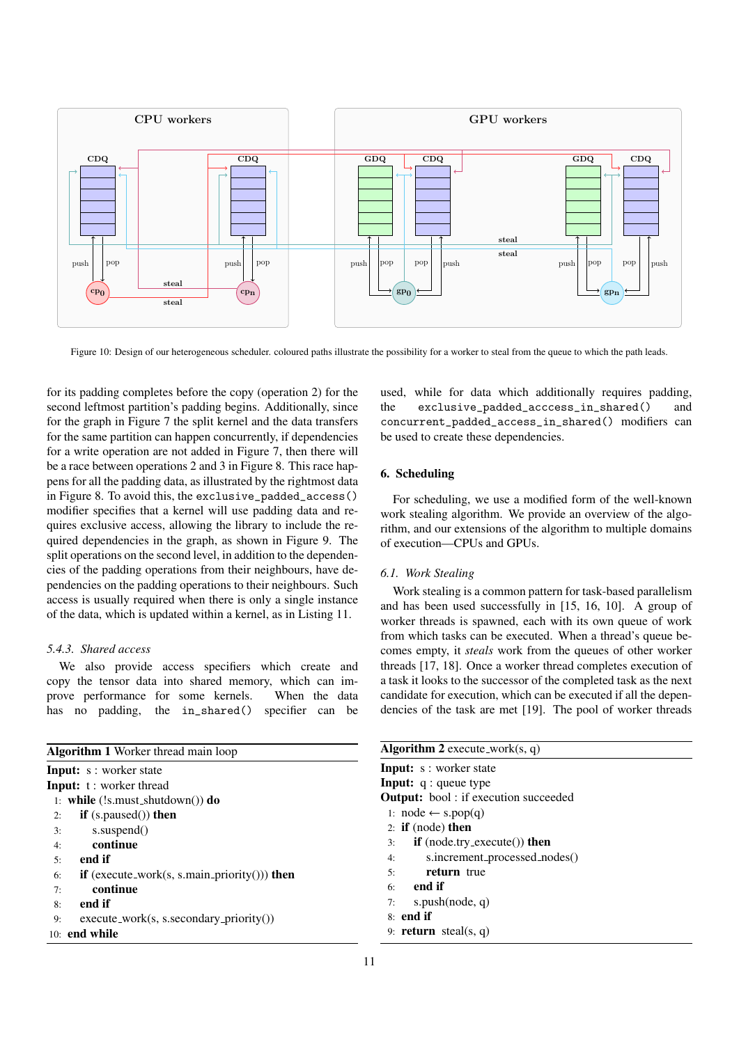Figure 10: Design of our heterogeneous scheduler. coloured paths illustrate the possibility for a worker to steal from the queue to which the path leads.

for its padding completes before the copy (operation 2) for the second leftmost partition's padding begins. Additionally, since for the graph in Figure 7 the split kernel and the data transfers for the same partition can happen concurrently, if dependencies for a write operation are not added in Figure 7, then there will be a race between operations 2 and 3 in Figure 8. This race happens for all the padding data, as illustrated by the rightmost data in Figure 8. To avoid this, the `exclusive_padded_access()` modifier specifies that a kernel will use padding data and requires exclusive access, allowing the library to include the required dependencies in the graph, as shown in Figure 9. The split operations on the second level, in addition to the dependencies of the padding operations from their neighbours, have dependencies on the padding operations to their neighbours. Such access is usually required when there is only a single instance of the data, which is updated within a kernel, as in Listing 11.

### 5.4.3. Shared access

We also provide access specifiers which create and copy the tensor data into shared memory, which can improve performance for some kernels. When the data has no padding, the `in_shared()` specifier can be used, while for data which additionally requires padding, the `exclusive_padded_acccess_in_shared()` and `concurrent_padded_access_in_shared()` modifiers can be used to create these dependencies.

## 6. Scheduling

For scheduling, we use a modified form of the well-known work stealing algorithm. We provide an overview of the algorithm, and our extensions of the algorithm to multiple domains of execution—CPUs and GPUs.

### 6.1. Work Stealing

Work stealing is a common pattern for task-based parallelism and has been used successfully in [15, 16, 10]. A group of worker threads is spawned, each with its own queue of work from which tasks can be executed. When a thread's queue becomes empty, it *steals* work from the queues of other worker threads [17, 18]. Once a worker thread completes execution of a task it looks to the successor of the completed task as the next candidate for execution, which can be executed if all the dependencies of the task are met [19]. The pool of worker threads

**Algorithm 1** Worker thread main loop

```
Input: s : worker state
Input: t : worker thread
 1: while (!s.must_shutdown()) do
 2:   if (s.paused()) then
 3:     s.suspend()
 4:     continue
 5:   end if
 6:   if (execute_work(s, s.main_priority())) then
 7:     continue
 8:   end if
 9:   execute_work(s, s.secondary_priority())
10: end while
```

**Algorithm 2** execute_work(s, q)

```
Input: s : worker state
Input: q : queue type
Output: bool : if execution succeeded
 1: node ← s.pop(q)
 2: if (node) then
 3:   if (node.try_execute()) then
 4:     s.increment_processed_nodes()
 5:     return true
 6:   end if
 7:   s.push(node, q)
 8: end if
 9: return steal(s, q)
```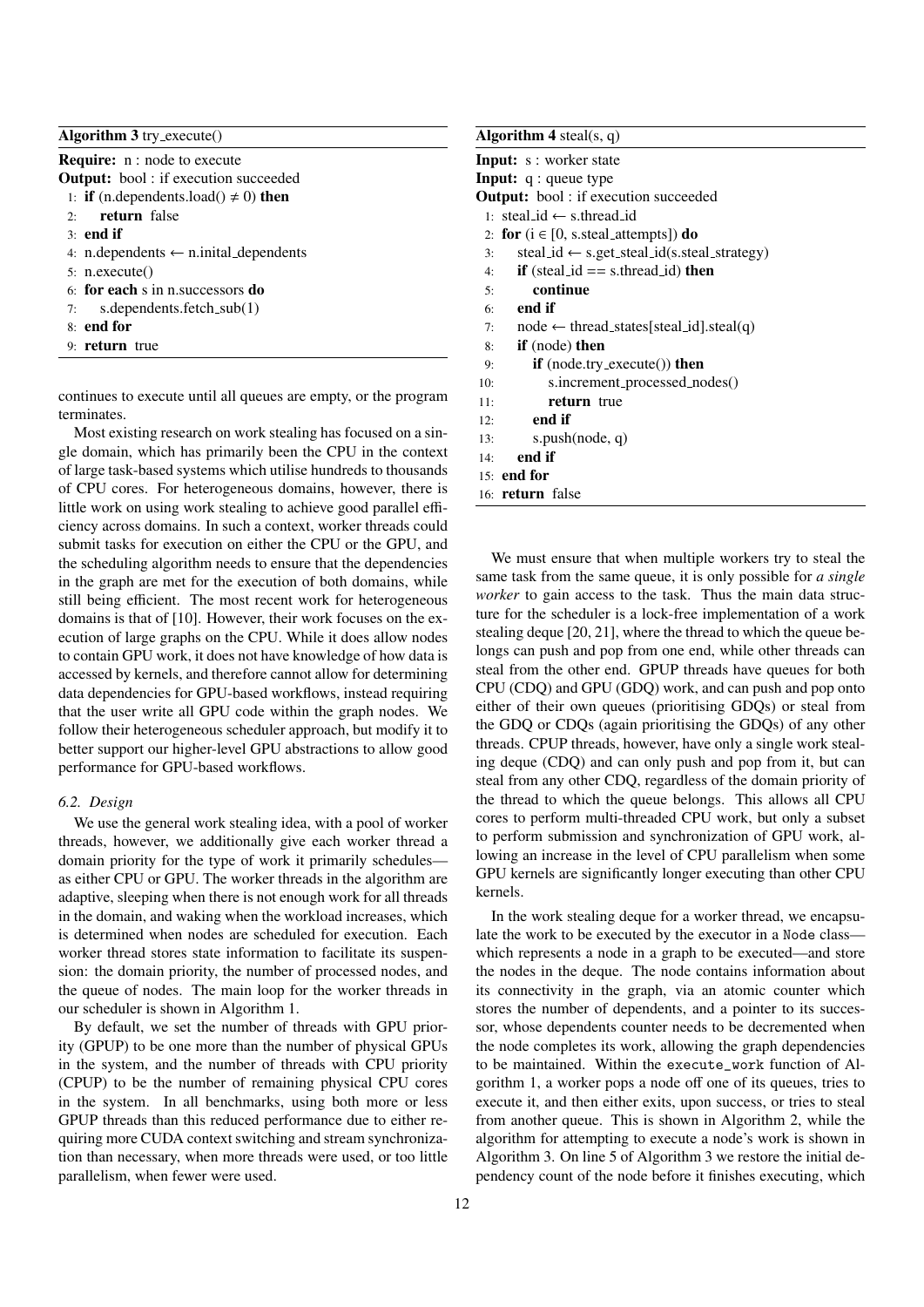**Algorithm 3** try_execute()

```
Require: n : node to execute
Output: bool : if execution succeeded
1: if (n.dependents.load() ≠ 0) then
2:     return false
3: end if
4: n.dependents ← n.inital_dependents
5: n.execute()
6: for each s in n.successors do
7:     s.dependents.fetch_sub(1)
8: end for
9: return true
```

continues to execute until all queues are empty, or the program terminates.

Most existing research on work stealing has focused on a single domain, which has primarily been the CPU in the context of large task-based systems which utilise hundreds to thousands of CPU cores. For heterogeneous domains, however, there is little work on using work stealing to achieve good parallel efficiency across domains. In such a context, worker threads could submit tasks for execution on either the CPU or the GPU, and the scheduling algorithm needs to ensure that the dependencies in the graph are met for the execution of both domains, while still being efficient. The most recent work for heterogeneous domains is that of [10]. However, their work focuses on the execution of large graphs on the CPU. While it does allow nodes to contain GPU work, it does not have knowledge of how data is accessed by kernels, and therefore cannot allow for determining data dependencies for GPU-based workflows, instead requiring that the user write all GPU code within the graph nodes. We follow their heterogeneous scheduler approach, but modify it to better support our higher-level GPU abstractions to allow good performance for GPU-based workflows.

### 6.2. Design

We use the general work stealing idea, with a pool of worker threads, however, we additionally give each worker thread a domain priority for the type of work it primarily schedules—as either CPU or GPU. The worker threads in the algorithm are adaptive, sleeping when there is not enough work for all threads in the domain, and waking when the workload increases, which is determined when nodes are scheduled for execution. Each worker thread stores state information to facilitate its suspension: the domain priority, the number of processed nodes, and the queue of nodes. The main loop for the worker threads in our scheduler is shown in Algorithm 1.

By default, we set the number of threads with GPU priority (GPUP) to be one more than the number of physical GPUs in the system, and the number of threads with CPU priority (CPUP) to be the number of remaining physical CPU cores in the system. In all benchmarks, using both more or less GPUP threads than this reduced performance due to either requiring more CUDA context switching and stream synchronization than necessary, when more threads were used, or too little parallelism, when fewer were used.

**Algorithm 4** steal(s, q)

```
Input: s : worker state
Input: q : queue type
Output: bool : if execution succeeded
1: steal_id ← s.thread_id
2: for (i ∈ [0, s.steal_attempts]) do
3:     steal_id ← s.get_steal_id(s.steal_strategy)
4:     if (steal_id == s.thread_id) then
5:         continue
6:     end if
7:     node ← thread_states[steal_id].steal(q)
8:     if (node) then
9:         if (node.try_execute()) then
10:            s.increment_processed_nodes()
11:            return true
12:        end if
13:        s.push(node, q)
14:    end if
15: end for
16: return false
```

We must ensure that when multiple workers try to steal the same task from the same queue, it is only possible for *a single worker* to gain access to the task. Thus the main data structure for the scheduler is a lock-free implementation of a work stealing deque [20, 21], where the thread to which the queue belongs can push and pop from one end, while other threads can steal from the other end. GPUP threads have queues for both CPU (CDQ) and GPU (GDQ) work, and can push and pop onto either of their own queues (prioritising GDQs) or steal from the GDQ or CDQs (again prioritising the GDQs) of any other threads. CPUP threads, however, have only a single work stealing deque (CDQ) and can only push and pop from it, but can steal from any other CDQ, regardless of the domain priority of the thread to which the queue belongs. This allows all CPU cores to perform multi-threaded CPU work, but only a subset to perform submission and synchronization of GPU work, allowing an increase in the level of CPU parallelism when some GPU kernels are significantly longer executing than other CPU kernels.

In the work stealing deque for a worker thread, we encapsulate the work to be executed by the executor in a `Node` class—which represents a node in a graph to be executed—and store the nodes in the deque. The node contains information about its connectivity in the graph, via an atomic counter which stores the number of dependents, and a pointer to its successor, whose dependents counter needs to be decremented when the node completes its work, allowing the graph dependencies to be maintained. Within the `execute_work` function of Algorithm 1, a worker pops a node off one of its queues, tries to execute it, and then either exits, upon success, or tries to steal from another queue. This is shown in Algorithm 2, while the algorithm for attempting to execute a node's work is shown in Algorithm 3. On line 5 of Algorithm 3 we restore the initial dependency count of the node before it finishes executing, which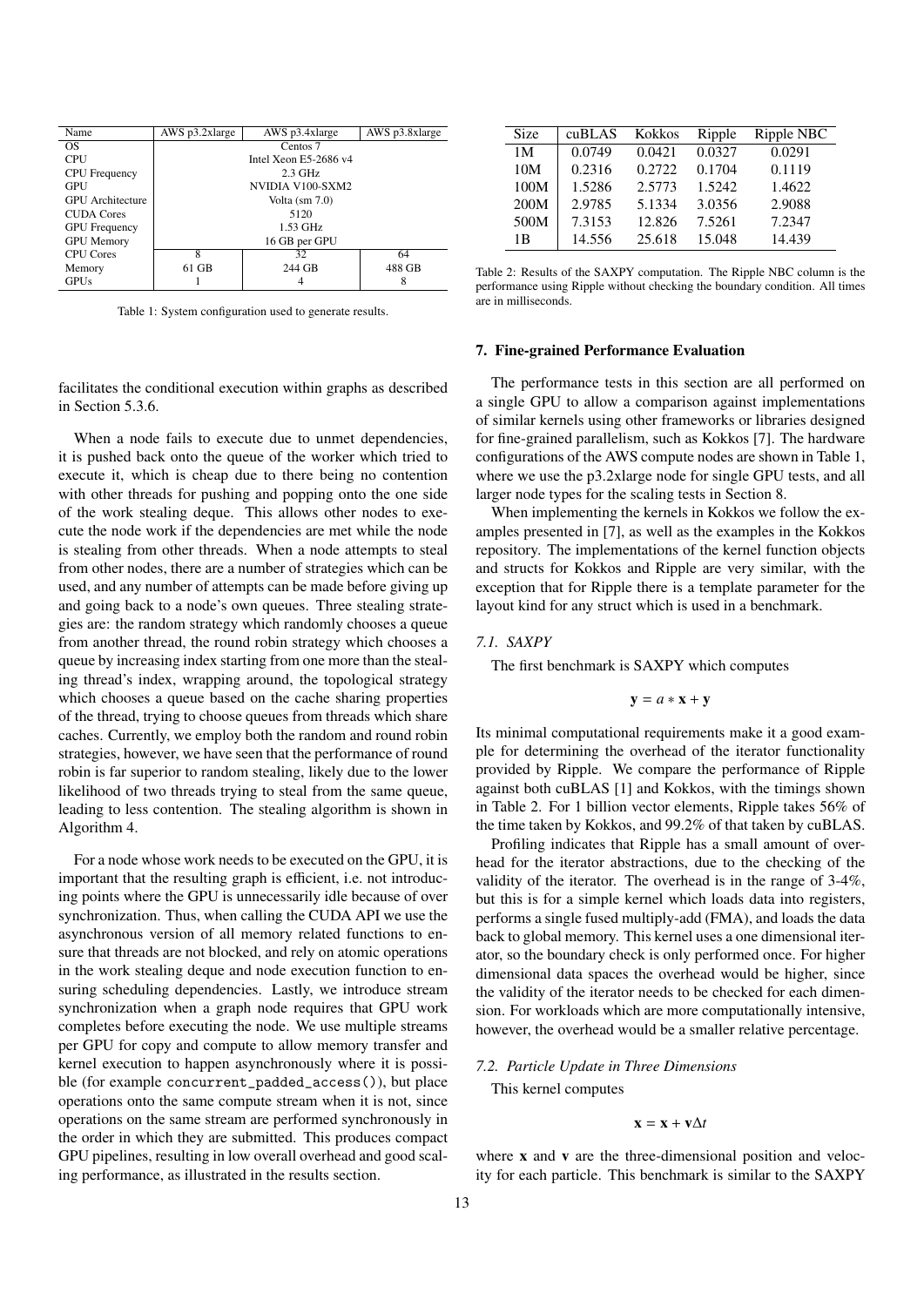| Name | AWS p3.2xlarge | AWS p3.4xlarge | AWS p3.8xlarge |
|---|---|---|---|
| OS | Centos 7 | | |
| CPU | Intel Xeon E5-2686 v4 | | |
| CPU Frequency | 2.3 GHz | | |
| GPU | NVIDIA V100-SXM2 | | |
| GPU Architecture | Volta (sm 7.0) | | |
| CUDA Cores | 5120 | | |
| GPU Frequency | 1.53 GHz | | |
| GPU Memory | 16 GB per GPU | | |
| CPU Cores | 8 | 32 | 64 |
| Memory | 61 GB | 244 GB | 488 GB |
| GPUs | 1 | 4 | 8 |

Table 1: System configuration used to generate results.

facilitates the conditional execution within graphs as described in Section 5.3.6.

When a node fails to execute due to unmet dependencies, it is pushed back onto the queue of the worker which tried to execute it, which is cheap due to there being no contention with other threads for pushing and popping onto the one side of the work stealing deque. This allows other nodes to execute the node work if the dependencies are met while the node is stealing from other threads. When a node attempts to steal from other nodes, there are a number of strategies which can be used, and any number of attempts can be made before giving up and going back to a node's own queues. Three stealing strategies are: the random strategy which randomly chooses a queue from another thread, the round robin strategy which chooses a queue by increasing index starting from one more than the stealing thread's index, wrapping around, the topological strategy which chooses a queue based on the cache sharing properties of the thread, trying to choose queues from threads which share caches. Currently, we employ both the random and round robin strategies, however, we have seen that the performance of round robin is far superior to random stealing, likely due to the lower likelihood of two threads trying to steal from the same queue, leading to less contention. The stealing algorithm is shown in Algorithm 4.

For a node whose work needs to be executed on the GPU, it is important that the resulting graph is efficient, i.e. not introducing points where the GPU is unnecessarily idle because of over synchronization. Thus, when calling the CUDA API we use the asynchronous version of all memory related functions to ensure that threads are not blocked, and rely on atomic operations in the work stealing deque and node execution function to ensuring scheduling dependencies. Lastly, we introduce stream synchronization when a graph node requires that GPU work completes before executing the node. We use multiple streams per GPU for copy and compute to allow memory transfer and kernel execution to happen asynchronously where it is possible (for example `concurrent_padded_access()`), but place operations onto the same compute stream when it is not, since operations on the same stream are performed synchronously in the order in which they are submitted. This produces compact GPU pipelines, resulting in low overall overhead and good scaling performance, as illustrated in the results section.

| Size | cuBLAS | Kokkos | Ripple | Ripple NBC |
|---|---|---|---|---|
| 1M | 0.0749 | 0.0421 | 0.0327 | 0.0291 |
| 10M | 0.2316 | 0.2722 | 0.1704 | 0.1119 |
| 100M | 1.5286 | 2.5773 | 1.5242 | 1.4622 |
| 200M | 2.9785 | 5.1334 | 3.0356 | 2.9088 |
| 500M | 7.3153 | 12.826 | 7.5261 | 7.2347 |
| 1B | 14.556 | 25.618 | 15.048 | 14.439 |

Table 2: Results of the SAXPY computation. The Ripple NBC column is the performance using Ripple without checking the boundary condition. All times are in milliseconds.

## 7. Fine-grained Performance Evaluation

The performance tests in this section are all performed on a single GPU to allow a comparison against implementations of similar kernels using other frameworks or libraries designed for fine-grained parallelism, such as Kokkos [7]. The hardware configurations of the AWS compute nodes are shown in Table 1, where we use the p3.2xlarge node for single GPU tests, and all larger node types for the scaling tests in Section 8.

When implementing the kernels in Kokkos we follow the examples presented in [7], as well as the examples in the Kokkos repository. The implementations of the kernel function objects and structs for Kokkos and Ripple are very similar, with the exception that for Ripple there is a template parameter for the layout kind for any struct which is used in a benchmark.

### *7.1. SAXPY*

The first benchmark is SAXPY which computes

$$\mathbf{y} = a * \mathbf{x} + \mathbf{y}$$

Its minimal computational requirements make it a good example for determining the overhead of the iterator functionality provided by Ripple. We compare the performance of Ripple against both cuBLAS [1] and Kokkos, with the timings shown in Table 2. For 1 billion vector elements, Ripple takes 56% of the time taken by Kokkos, and 99.2% of that taken by cuBLAS.

Profiling indicates that Ripple has a small amount of overhead for the iterator abstractions, due to the checking of the validity of the iterator. The overhead is in the range of 3-4%, but this is for a simple kernel which loads data into registers, performs a single fused multiply-add (FMA), and loads the data back to global memory. This kernel uses a one dimensional iterator, so the boundary check is only performed once. For higher dimensional data spaces the overhead would be higher, since the validity of the iterator needs to be checked for each dimension. For workloads which are more computationally intensive, however, the overhead would be a smaller relative percentage.

### *7.2. Particle Update in Three Dimensions*

This kernel computes

$$\mathbf{x} = \mathbf{x} + \mathbf{v}\Delta t$$

where $\mathbf{x}$ and $\mathbf{v}$ are the three-dimensional position and velocity for each particle. This benchmark is similar to the SAXPY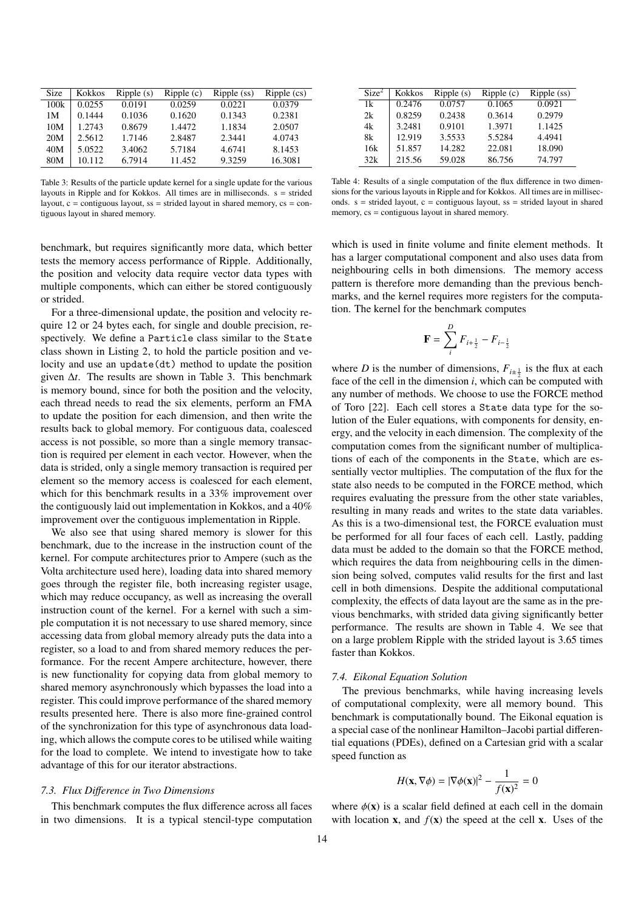| Size | Kokkos | Ripple (s) | Ripple (c) | Ripple (ss) | Ripple (cs) |
|---|---|---|---|---|---|
| 100k | 0.0255 | 0.0191 | 0.0259 | 0.0221 | 0.0379 |
| 1M | 0.1444 | 0.1036 | 0.1620 | 0.1343 | 0.2381 |
| 10M | 1.2743 | 0.8679 | 1.4472 | 1.1834 | 2.0507 |
| 20M | 2.5612 | 1.7146 | 2.8487 | 2.3441 | 4.0743 |
| 40M | 5.0522 | 3.4062 | 5.7184 | 4.6741 | 8.1453 |
| 80M | 10.112 | 6.7914 | 11.452 | 9.3259 | 16.3081 |

Table 3: Results of the particle update kernel for a single update for the various layouts in Ripple and for Kokkos. All times are in milliseconds. s = strided layout, c = contiguous layout, ss = strided layout in shared memory, cs = contiguous layout in shared memory.

benchmark, but requires significantly more data, which better tests the memory access performance of Ripple. Additionally, the position and velocity data require vector data types with multiple components, which can either be stored contiguously or strided.

For a three-dimensional update, the position and velocity require 12 or 24 bytes each, for single and double precision, respectively. We define a `Particle` class similar to the `State` class shown in Listing 2, to hold the particle position and velocity and use an `update(dt)` method to update the position given $\Delta t$. The results are shown in Table 3. This benchmark is memory bound, since for both the position and the velocity, each thread needs to read the six elements, perform an FMA to update the position for each dimension, and then write the results back to global memory. For contiguous data, coalesced access is not possible, so more than a single memory transaction is required per element in each vector. However, when the data is strided, only a single memory transaction is required per element so the memory access is coalesced for each element, which for this benchmark results in a 33% improvement over the contiguously laid out implementation in Kokkos, and a 40% improvement over the contiguous implementation in Ripple.

We also see that using shared memory is slower for this benchmark, due to the increase in the instruction count of the kernel. For compute architectures prior to Ampere (such as the Volta architecture used here), loading data into shared memory goes through the register file, both increasing register usage, which may reduce occupancy, as well as increasing the overall instruction count of the kernel. For a kernel with such a simple computation it is not necessary to use shared memory, since accessing data from global memory already puts the data into a register, so a load to and from shared memory reduces the performance. For the recent Ampere architecture, however, there is new functionality for copying data from global memory to shared memory asynchronously which bypasses the load into a register. This could improve performance of the shared memory results presented here. There is also more fine-grained control of the synchronization for this type of asynchronous data loading, which allows the compute cores to be utilised while waiting for the load to complete. We intend to investigate how to take advantage of this for our iterator abstractions.

### *7.3. Flux Difference in Two Dimensions*

This benchmark computes the flux difference across all faces in two dimensions. It is a typical stencil-type computation which is used in finite volume and finite element methods. It has a larger computational component and also uses data from neighbouring cells in both dimensions. The memory access pattern is therefore more demanding than the previous benchmarks, and the kernel requires more registers for the computation. The kernel for the benchmark computes

$$\mathbf{F} = \sum_{i}^{D} F_{i+\frac{1}{2}} - F_{i-\frac{1}{2}}$$

where $D$ is the number of dimensions, $F_{i\pm\frac{1}{2}}$ is the flux at each face of the cell in the dimension $i$, which can be computed with any number of methods. We choose to use the FORCE method of Toro [22]. Each cell stores a `State` data type for the solution of the Euler equations, with components for density, energy, and the velocity in each dimension. The complexity of the computation comes from the significant number of multiplications of each of the components in the `State`, which are essentially vector multiplies. The computation of the flux for the state also needs to be computed in the FORCE method, which requires evaluating the pressure from the other state variables, resulting in many reads and writes to the state data variables. As this is a two-dimensional test, the FORCE evaluation must be performed for all four faces of each cell. Lastly, padding data must be added to the domain so that the FORCE method, which requires the data from neighbouring cells in the dimension being solved, computes valid results for the first and last cell in both dimensions. Despite the additional computational complexity, the effects of data layout are the same as in the previous benchmarks, with strided data giving significantly better performance. The results are shown in Table 4. We see that on a large problem Ripple with the strided layout is 3.65 times faster than Kokkos.

| Size$^2$ | Kokkos | Ripple (s) | Ripple (c) | Ripple (ss) |
|---|---|---|---|---|
| 1k | 0.2476 | 0.0757 | 0.1065 | 0.0921 |
| 2k | 0.8259 | 0.2438 | 0.3614 | 0.2979 |
| 4k | 3.2481 | 0.9101 | 1.3971 | 1.1425 |
| 8k | 12.919 | 3.5533 | 5.5284 | 4.4941 |
| 16k | 51.857 | 14.282 | 22.081 | 18.090 |
| 32k | 215.56 | 59.028 | 86.756 | 74.797 |

Table 4: Results of a single computation of the flux difference in two dimensions for the various layouts in Ripple and for Kokkos. All times are in milliseconds. s = strided layout, c = contiguous layout, ss = strided layout in shared memory, cs = contiguous layout in shared memory.

### *7.4. Eikonal Equation Solution*

The previous benchmarks, while having increasing levels of computational complexity, were all memory bound. This benchmark is computationally bound. The Eikonal equation is a special case of the nonlinear Hamilton–Jacobi partial differential equations (PDEs), defined on a Cartesian grid with a scalar speed function as

$$H(\mathbf{x}, \nabla\phi) = |\nabla\phi(\mathbf{x})|^2 - \frac{1}{f(\mathbf{x})^2} = 0$$

where $\phi(\mathbf{x})$ is a scalar field defined at each cell in the domain with location $\mathbf{x}$, and $f(\mathbf{x})$ the speed at the cell $\mathbf{x}$. Uses of the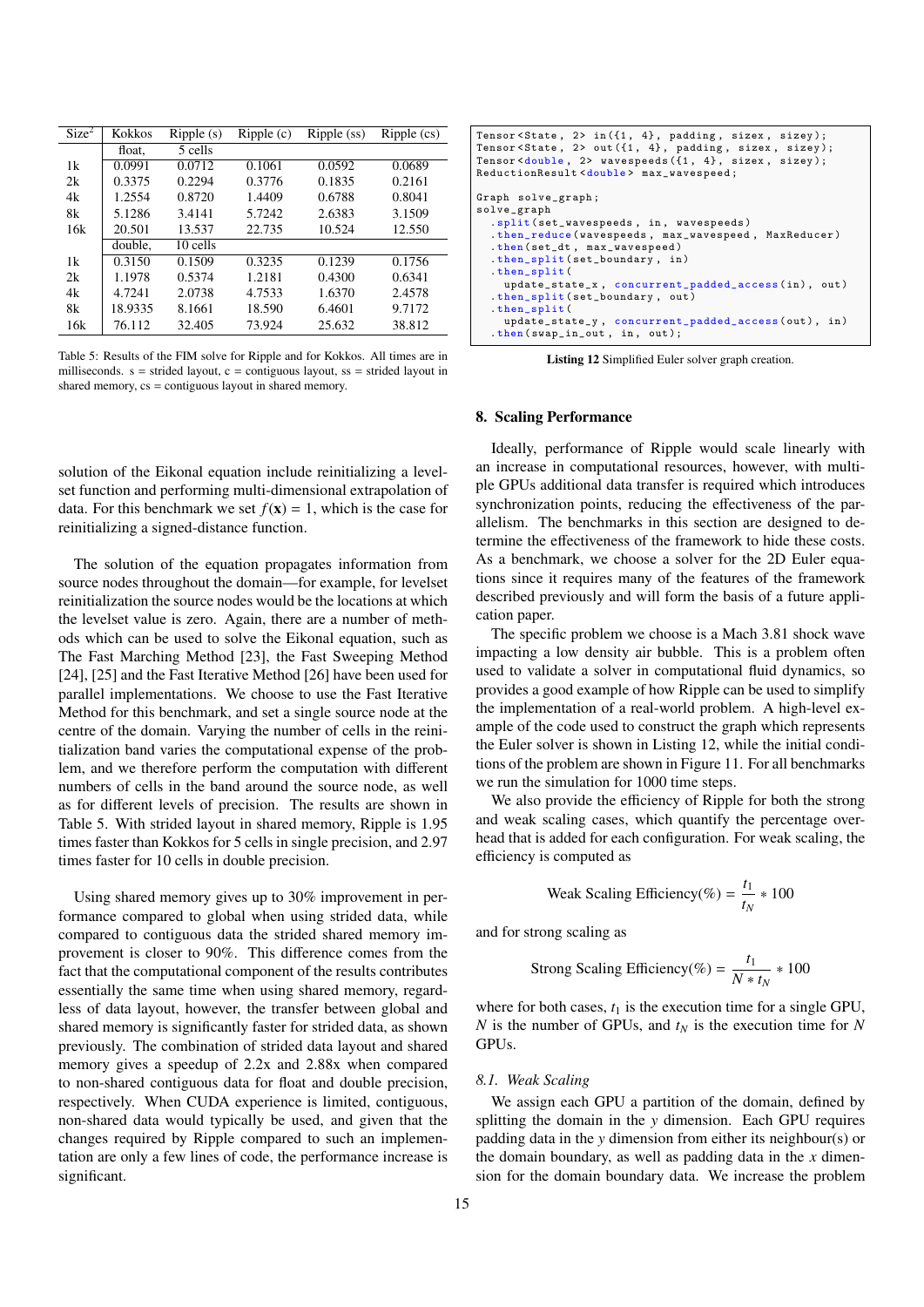| Size[2] | Kokkos | Ripple (s) | Ripple (c) | Ripple (ss) | Ripple (cs) |
|---|---|---|---|---|---|
| | float, | 5 cells | | | |
| 1k | 0.0991 | 0.0712 | 0.1061 | 0.0592 | 0.0689 |
| 2k | 0.3375 | 0.2294 | 0.3776 | 0.1835 | 0.2161 |
| 4k | 1.2554 | 0.8720 | 1.4409 | 0.6788 | 0.8041 |
| 8k | 5.1286 | 3.4141 | 5.7242 | 2.6383 | 3.1509 |
| 16k | 20.501 | 13.537 | 22.735 | 10.524 | 12.550 |
| | double, | 10 cells | | | |
| 1k | 0.3150 | 0.1509 | 0.3235 | 0.1239 | 0.1756 |
| 2k | 1.1978 | 0.5374 | 1.2181 | 0.4300 | 0.6341 |
| 4k | 4.7241 | 2.0738 | 4.7533 | 1.6370 | 2.4578 |
| 8k | 18.9335 | 8.1661 | 18.590 | 6.4601 | 9.7172 |
| 16k | 76.112 | 32.405 | 73.924 | 25.632 | 38.812 |

Table 5: Results of the FIM solve for Ripple and for Kokkos. All times are in milliseconds. s = strided layout, c = contiguous layout, ss = strided layout in shared memory, cs = contiguous layout in shared memory.

solution of the Eikonal equation include reinitializing a levelset function and performing multi-dimensional extrapolation of data. For this benchmark we set $f(\mathbf{x}) = 1$, which is the case for reinitializing a signed-distance function.

The solution of the equation propagates information from source nodes throughout the domain—for example, for levelset reinitialization the source nodes would be the locations at which the levelset value is zero. Again, there are a number of methods which can be used to solve the Eikonal equation, such as The Fast Marching Method [23], the Fast Sweeping Method [24], [25] and the Fast Iterative Method [26] have been used for parallel implementations. We choose to use the Fast Iterative Method for this benchmark, and set a single source node at the centre of the domain. Varying the number of cells in the reinitialization band varies the computational expense of the problem, and we therefore perform the computation with different numbers of cells in the band around the source node, as well as for different levels of precision. The results are shown in Table 5. With strided layout in shared memory, Ripple is 1.95 times faster than Kokkos for 5 cells in single precision, and 2.97 times faster for 10 cells in double precision.

Using shared memory gives up to 30% improvement in performance compared to global when using strided data, while compared to contiguous data the strided shared memory improvement is closer to 90%. This difference comes from the fact that the computational component of the results contributes essentially the same time when using shared memory, regardless of data layout, however, the transfer between global and shared memory is significantly faster for strided data, as shown previously. The combination of strided data layout and shared memory gives a speedup of 2.2x and 2.88x when compared to non-shared contiguous data for float and double precision, respectively. When CUDA experience is limited, contiguous, non-shared data would typically be used, and given that the changes required by Ripple compared to such an implementation are only a few lines of code, the performance increase is significant.

```
Tensor<State, 2> in({1, 4}, padding, sizex, sizey);
Tensor<State, 2> out({1, 4}, padding, sizex, sizey);
Tensor<double, 2> wavespeeds({1, 4}, sizex, sizey);
ReductionResult<double> max_wavespeed;

Graph solve_graph;
solve_graph
  .split(set_wavespeeds, in, wavespeeds)
  .then_reduce(wavespeeds, max_wavespeed, MaxReducer)
  .then(set_dt, max_wavespeed)
  .then_split(set_boundary, in)
  .then_split(
    update_state_x, concurrent_padded_access(in), out)
  .then_split(set_boundary, out)
  .then_split(
    update_state_y, concurrent_padded_access(out), in)
  .then(swap_in_out, in, out);
```

**Listing 12** Simplified Euler solver graph creation.

## 8. Scaling Performance

Ideally, performance of Ripple would scale linearly with an increase in computational resources, however, with multiple GPUs additional data transfer is required which introduces synchronization points, reducing the effectiveness of the parallelism. The benchmarks in this section are designed to determine the effectiveness of the framework to hide these costs. As a benchmark, we choose a solver for the 2D Euler equations since it requires many of the features of the framework described previously and will form the basis of a future application paper.

The specific problem we choose is a Mach 3.81 shock wave impacting a low density air bubble. This is a problem often used to validate a solver in computational fluid dynamics, so provides a good example of how Ripple can be used to simplify the implementation of a real-world problem. A high-level example of the code used to construct the graph which represents the Euler solver is shown in Listing 12, while the initial conditions of the problem are shown in Figure 11. For all benchmarks we run the simulation for 1000 time steps.

We also provide the efficiency of Ripple for both the strong and weak scaling cases, which quantify the percentage overhead that is added for each configuration. For weak scaling, the efficiency is computed as

$$\text{Weak Scaling Efficiency}(\%) = \frac{t_1}{t_N} * 100$$

and for strong scaling as

$$\text{Strong Scaling Efficiency}(\%) = \frac{t_1}{N * t_N} * 100$$

where for both cases, $t_1$ is the execution time for a single GPU, $N$ is the number of GPUs, and $t_N$ is the execution time for $N$ GPUs.

### 8.1. Weak Scaling

We assign each GPU a partition of the domain, defined by splitting the domain in the $y$ dimension. Each GPU requires padding data in the $y$ dimension from either its neighbour(s) or the domain boundary, as well as padding data in the $x$ dimension for the domain boundary data. We increase the problem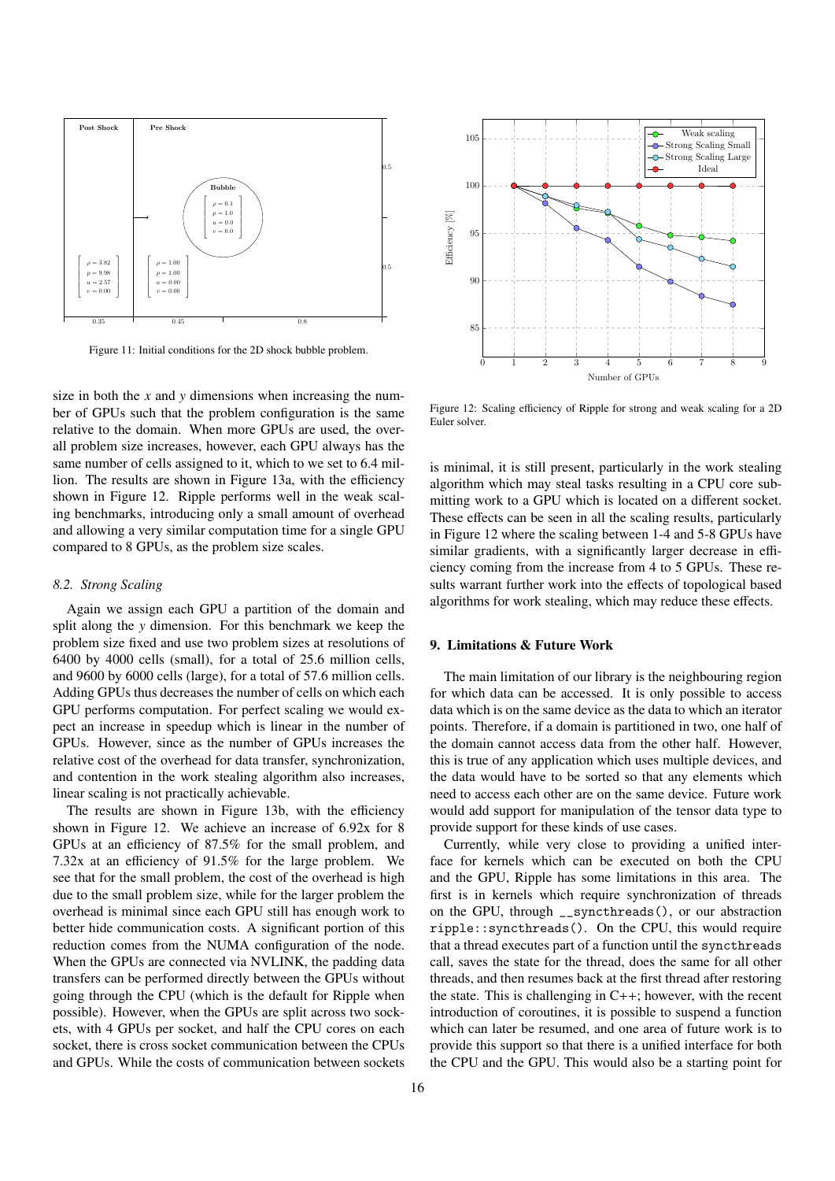Figure 11: Initial conditions for the 2D shock bubble problem.

Figure 12: Scaling efficiency of Ripple for strong and weak scaling for a 2D Euler solver.

size in both the $x$ and $y$ dimensions when increasing the number of GPUs such that the problem configuration is the same relative to the domain. When more GPUs are used, the overall problem size increases, however, each GPU always has the same number of cells assigned to it, which to we set to 6.4 million. The results are shown in Figure 13a, with the efficiency shown in Figure 12. Ripple performs well in the weak scaling benchmarks, introducing only a small amount of overhead and allowing a very similar computation time for a single GPU compared to 8 GPUs, as the problem size scales.

### *8.2. Strong Scaling*

Again we assign each GPU a partition of the domain and split along the $y$ dimension. For this benchmark we keep the problem size fixed and use two problem sizes at resolutions of 6400 by 4000 cells (small), for a total of 25.6 million cells, and 9600 by 6000 cells (large), for a total of 57.6 million cells. Adding GPUs thus decreases the number of cells on which each GPU performs computation. For perfect scaling we would expect an increase in speedup which is linear in the number of GPUs. However, since as the number of GPUs increases the relative cost of the overhead for data transfer, synchronization, and contention in the work stealing algorithm also increases, linear scaling is not practically achievable.

The results are shown in Figure 13b, with the efficiency shown in Figure 12. We achieve an increase of 6.92x for 8 GPUs at an efficiency of 87.5% for the small problem, and 7.32x at an efficiency of 91.5% for the large problem. We see that for the small problem, the cost of the overhead is high due to the small problem size, while for the larger problem the overhead is minimal since each GPU still has enough work to better hide communication costs. A significant portion of this reduction comes from the NUMA configuration of the node. When the GPUs are connected via NVLINK, the padding data transfers can be performed directly between the GPUs without going through the CPU (which is the default for Ripple when possible). However, when the GPUs are split across two sockets, with 4 GPUs per socket, and half the CPU cores on each socket, there is cross socket communication between the CPUs and GPUs. While the costs of communication between sockets is minimal, it is still present, particularly in the work stealing algorithm which may steal tasks resulting in a CPU core submitting work to a GPU which is located on a different socket. These effects can be seen in all the scaling results, particularly in Figure 12 where the scaling between 1-4 and 5-8 GPUs have similar gradients, with a significantly larger decrease in efficiency coming from the increase from 4 to 5 GPUs. These results warrant further work into the effects of topological based algorithms for work stealing, which may reduce these effects.

## 9. Limitations & Future Work

The main limitation of our library is the neighbouring region for which data can be accessed. It is only possible to access data which is on the same device as the data to which an iterator points. Therefore, if a domain is partitioned in two, one half of the domain cannot access data from the other half. However, this is true of any application which uses multiple devices, and the data would have to be sorted so that any elements which need to access each other are on the same device. Future work would add support for manipulation of the tensor data type to provide support for these kinds of use cases.

Currently, while very close to providing a unified interface for kernels which can be executed on both the CPU and the GPU, Ripple has some limitations in this area. The first is in kernels which require synchronization of threads on the GPU, through `__syncthreads()`, or our abstraction `ripple::syncthreads()`. On the CPU, this would require that a thread executes part of a function until the `syncthreads` call, saves the state for the thread, does the same for all other threads, and then resumes back at the first thread after restoring the state. This is challenging in C++; however, with the recent introduction of coroutines, it is possible to suspend a function which can later be resumed, and one area of future work is to provide this support so that there is a unified interface for both the CPU and the GPU. This would also be a starting point for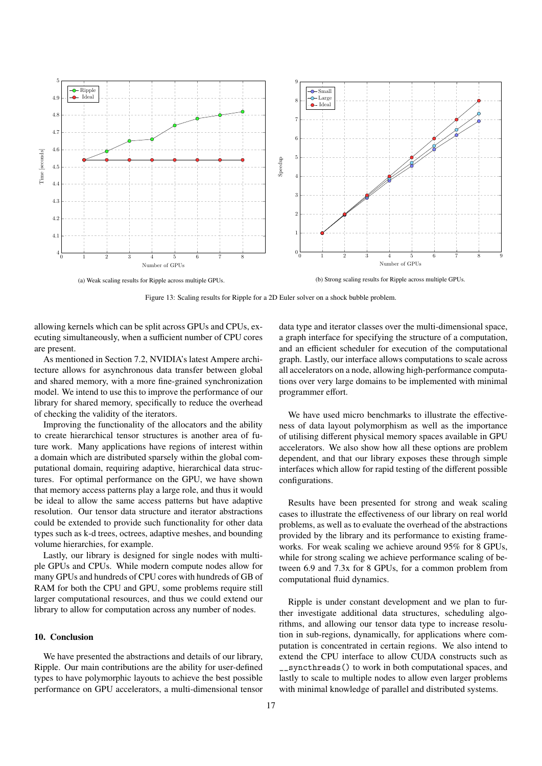(a) Weak scaling results for Ripple across multiple GPUs.

(b) Strong scaling results for Ripple across multiple GPUs.

Figure 13: Scaling results for Ripple for a 2D Euler solver on a shock bubble problem.

allowing kernels which can be split across GPUs and CPUs, executing simultaneously, when a sufficient number of CPU cores are present.

As mentioned in Section 7.2, NVIDIA's latest Ampere architecture allows for asynchronous data transfer between global and shared memory, with a more fine-grained synchronization model. We intend to use this to improve the performance of our library for shared memory, specifically to reduce the overhead of checking the validity of the iterators.

Improving the functionality of the allocators and the ability to create hierarchical tensor structures is another area of future work. Many applications have regions of interest within a domain which are distributed sparsely within the global computational domain, requiring adaptive, hierarchical data structures. For optimal performance on the GPU, we have shown that memory access patterns play a large role, and thus it would be ideal to allow the same access patterns but have adaptive resolution. Our tensor data structure and iterator abstractions could be extended to provide such functionality for other data types such as k-d trees, octrees, adaptive meshes, and bounding volume hierarchies, for example.

Lastly, our library is designed for single nodes with multiple GPUs and CPUs. While modern compute nodes allow for many GPUs and hundreds of CPU cores with hundreds of GB of RAM for both the CPU and GPU, some problems require still larger computational resources, and thus we could extend our library to allow for computation across any number of nodes.

## 10. Conclusion

We have presented the abstractions and details of our library, Ripple. Our main contributions are the ability for user-defined types to have polymorphic layouts to achieve the best possible performance on GPU accelerators, a multi-dimensional tensor data type and iterator classes over the multi-dimensional space, a graph interface for specifying the structure of a computation, and an efficient scheduler for execution of the computational graph. Lastly, our interface allows computations to scale across all accelerators on a node, allowing high-performance computations over very large domains to be implemented with minimal programmer effort.

We have used micro benchmarks to illustrate the effectiveness of data layout polymorphism as well as the importance of utilising different physical memory spaces available in GPU accelerators. We also show how all these options are problem dependent, and that our library exposes these through simple interfaces which allow for rapid testing of the different possible configurations.

Results have been presented for strong and weak scaling cases to illustrate the effectiveness of our library on real world problems, as well as to evaluate the overhead of the abstractions provided by the library and its performance to existing frameworks. For weak scaling we achieve around 95% for 8 GPUs, while for strong scaling we achieve performance scaling of between 6.9 and 7.3x for 8 GPUs, for a common problem from computational fluid dynamics.

Ripple is under constant development and we plan to further investigate additional data structures, scheduling algorithms, and allowing our tensor data type to increase resolution in sub-regions, dynamically, for applications where computation is concentrated in certain regions. We also intend to extend the CPU interface to allow CUDA constructs such as `__syncthreads()` to work in both computational spaces, and lastly to scale to multiple nodes to allow even larger problems with minimal knowledge of parallel and distributed systems.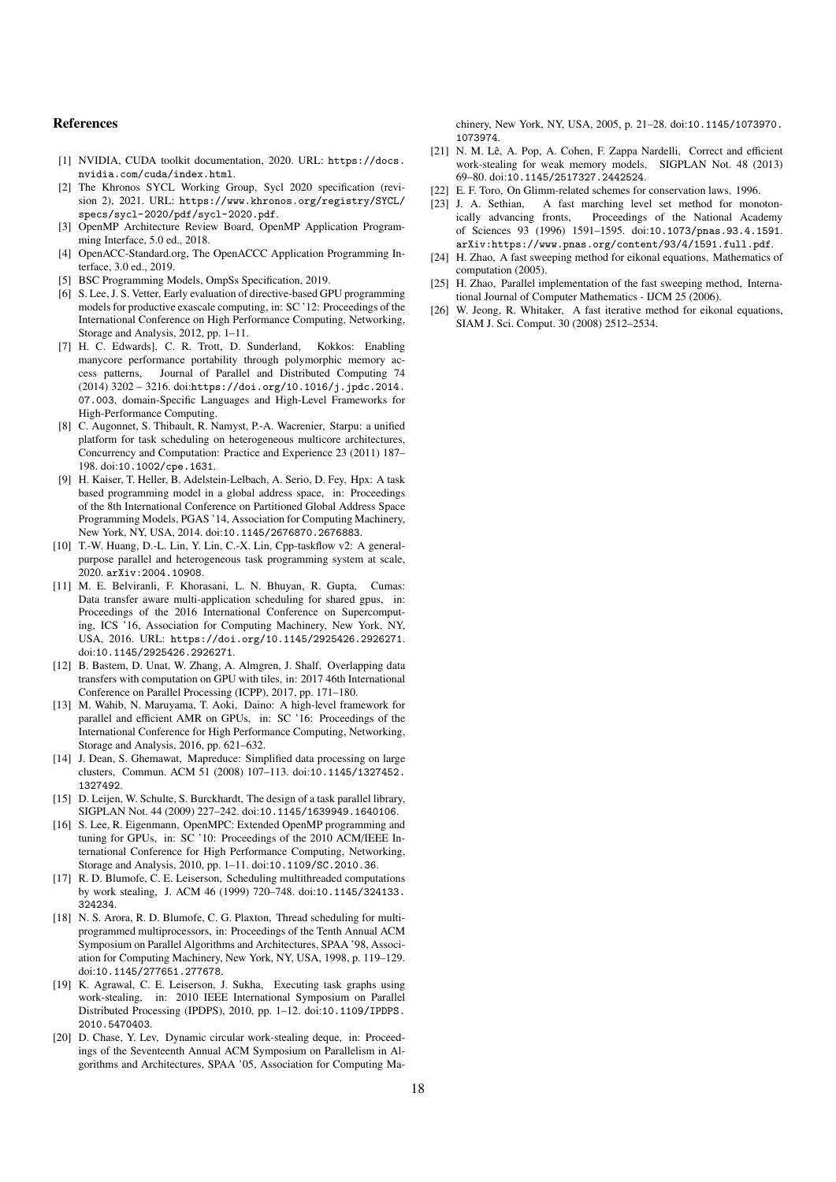## References

[1] NVIDIA, CUDA toolkit documentation, 2020. URL: https://docs.nvidia.com/cuda/index.html.

[2] The Khronos SYCL Working Group, Sycl 2020 specification (revision 2), 2021. URL: https://www.khronos.org/registry/SYCL/specs/sycl-2020/pdf/sycl-2020.pdf.

[3] OpenMP Architecture Review Board, OpenMP Application Programming Interface, 5.0 ed., 2018.

[4] OpenACC-Standard.org, The OpenACCC Application Programming Interface, 3.0 ed., 2019.

[5] BSC Programming Models, OmpSs Specification, 2019.

[6] S. Lee, J. S. Vetter, Early evaluation of directive-based GPU programming models for productive exascale computing, in: SC '12: Proceedings of the International Conference on High Performance Computing, Networking, Storage and Analysis, 2012, pp. 1–11.

[7] H. C. Edwards], C. R. Trott, D. Sunderland, Kokkos: Enabling manycore performance portability through polymorphic memory access patterns, Journal of Parallel and Distributed Computing 74 (2014) 3202 – 3216. doi:https://doi.org/10.1016/j.jpdc.2014.07.003, domain-Specific Languages and High-Level Frameworks for High-Performance Computing.

[8] C. Augonnet, S. Thibault, R. Namyst, P.-A. Wacrenier, Starpu: a unified platform for task scheduling on heterogeneous multicore architectures, Concurrency and Computation: Practice and Experience 23 (2011) 187–198. doi:10.1002/cpe.1631.

[9] H. Kaiser, T. Heller, B. Adelstein-Lelbach, A. Serio, D. Fey, Hpx: A task based programming model in a global address space, in: Proceedings of the 8th International Conference on Partitioned Global Address Space Programming Models, PGAS '14, Association for Computing Machinery, New York, NY, USA, 2014. doi:10.1145/2676870.2676883.

[10] T.-W. Huang, D.-L. Lin, Y. Lin, C.-X. Lin, Cpp-taskflow v2: A general-purpose parallel and heterogeneous task programming system at scale, 2020. arXiv:2004.10908.

[11] M. E. Belviranli, F. Khorasani, L. N. Bhuyan, R. Gupta, Cumas: Data transfer aware multi-application scheduling for shared gpus, in: Proceedings of the 2016 International Conference on Supercomputing, ICS '16, Association for Computing Machinery, New York, NY, USA, 2016. URL: https://doi.org/10.1145/2925426.2926271. doi:10.1145/2925426.2926271.

[12] B. Bastem, D. Unat, W. Zhang, A. Almgren, J. Shalf, Overlapping data transfers with computation on GPU with tiles, in: 2017 46th International Conference on Parallel Processing (ICPP), 2017, pp. 171–180.

[13] M. Wahib, N. Maruyama, T. Aoki, Daino: A high-level framework for parallel and efficient AMR on GPUs, in: SC '16: Proceedings of the International Conference for High Performance Computing, Networking, Storage and Analysis, 2016, pp. 621–632.

[14] J. Dean, S. Ghemawat, Mapreduce: Simplified data processing on large clusters, Commun. ACM 51 (2008) 107–113. doi:10.1145/1327452.1327492.

[15] D. Leijen, W. Schulte, S. Burckhardt, The design of a task parallel library, SIGPLAN Not. 44 (2009) 227–242. doi:10.1145/1639949.1640106.

[16] S. Lee, R. Eigenmann, OpenMPC: Extended OpenMP programming and tuning for GPUs, in: SC '10: Proceedings of the 2010 ACM/IEEE International Conference for High Performance Computing, Networking, Storage and Analysis, 2010, pp. 1–11. doi:10.1109/SC.2010.36.

[17] R. D. Blumofe, C. E. Leiserson, Scheduling multithreaded computations by work stealing, J. ACM 46 (1999) 720–748. doi:10.1145/324133.324234.

[18] N. S. Arora, R. D. Blumofe, C. G. Plaxton, Thread scheduling for multiprogrammed multiprocessors, in: Proceedings of the Tenth Annual ACM Symposium on Parallel Algorithms and Architectures, SPAA '98, Association for Computing Machinery, New York, NY, USA, 1998, p. 119–129. doi:10.1145/277651.277678.

[19] K. Agrawal, C. E. Leiserson, J. Sukha, Executing task graphs using work-stealing, in: 2010 IEEE International Symposium on Parallel Distributed Processing (IPDPS), 2010, pp. 1–12. doi:10.1109/IPDPS.2010.5470403.

[20] D. Chase, Y. Lev, Dynamic circular work-stealing deque, in: Proceedings of the Seventeenth Annual ACM Symposium on Parallelism in Algorithms and Architectures, SPAA '05, Association for Computing Machinery, New York, NY, USA, 2005, p. 21–28. doi:10.1145/1073970.1073974.

[21] N. M. Lê, A. Pop, A. Cohen, F. Zappa Nardelli, Correct and efficient work-stealing for weak memory models, SIGPLAN Not. 48 (2013) 69–80. doi:10.1145/2517327.2442524.

[22] E. F. Toro, On Glimm-related schemes for conservation laws, 1996.

[23] J. A. Sethian, A fast marching level set method for monotonically advancing fronts, Proceedings of the National Academy of Sciences 93 (1996) 1591–1595. doi:10.1073/pnas.93.4.1591. arXiv:https://www.pnas.org/content/93/4/1591.full.pdf.

[24] H. Zhao, A fast sweeping method for eikonal equations, Mathematics of computation (2005).

[25] H. Zhao, Parallel implementation of the fast sweeping method, International Journal of Computer Mathematics - IJCM 25 (2006).

[26] W. Jeong, R. Whitaker, A fast iterative method for eikonal equations, SIAM J. Sci. Comput. 30 (2008) 2512–2534.